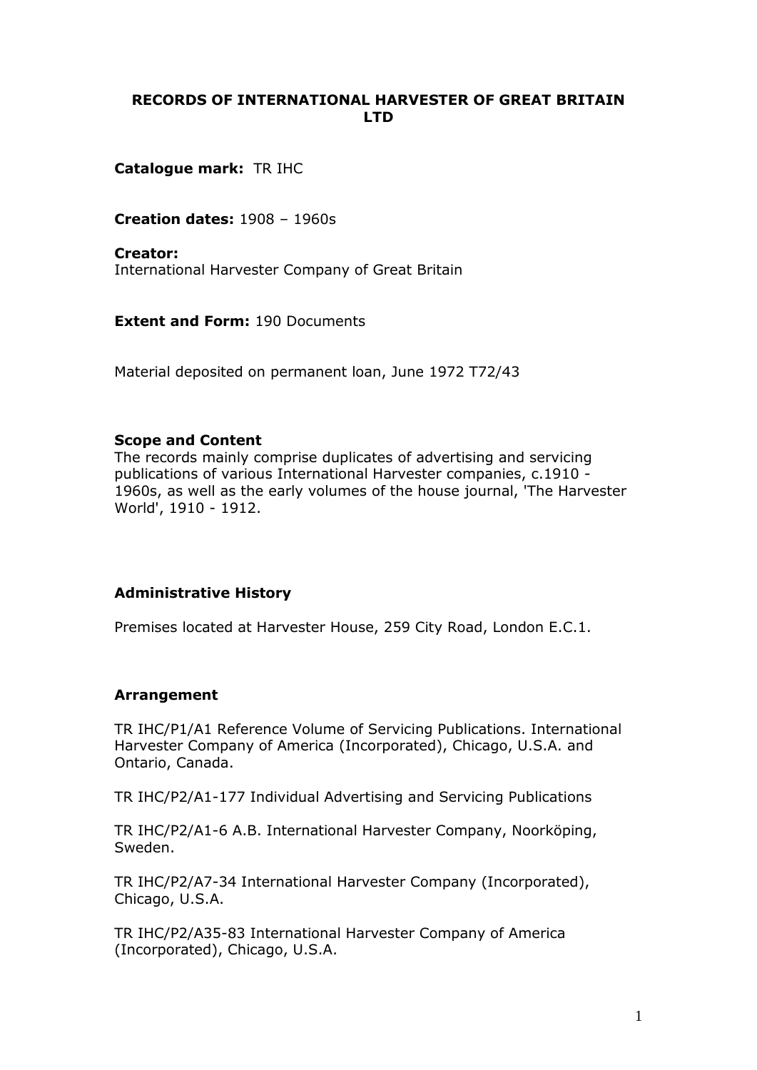# RECORDS OF INTERNATIONAL HARVESTER OF GREAT BRITAIN LTD

**Catalogue mark:** TR IHC

**Creation dates:** 1908 – 1960s

**Creator:**
International Harvester Company of Great Britain

**Extent and Form:** 190 Documents

Material deposited on permanent loan, June 1972 T72/43

**Scope and Content**
The records mainly comprise duplicates of advertising and servicing publications of various International Harvester companies, c.1910 - 1960s, as well as the early volumes of the house journal, 'The Harvester World', 1910 - 1912.

**Administrative History**

Premises located at Harvester House, 259 City Road, London E.C.1.

**Arrangement**

TR IHC/P1/A1 Reference Volume of Servicing Publications. International Harvester Company of America (Incorporated), Chicago, U.S.A. and Ontario, Canada.

TR IHC/P2/A1-177 Individual Advertising and Servicing Publications

TR IHC/P2/A1-6 A.B. International Harvester Company, Noorköping, Sweden.

TR IHC/P2/A7-34 International Harvester Company (Incorporated), Chicago, U.S.A.

TR IHC/P2/A35-83 International Harvester Company of America (Incorporated), Chicago, U.S.A.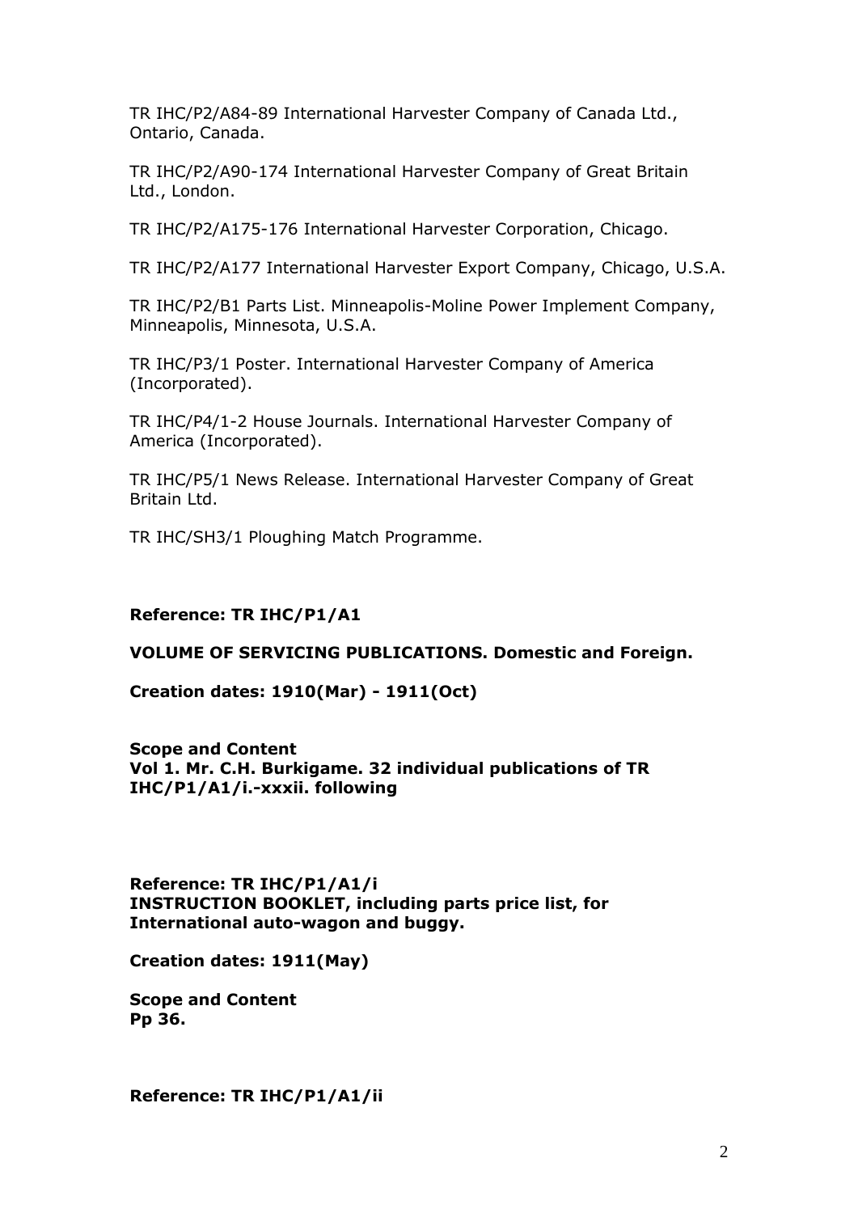TR IHC/P2/A84-89 International Harvester Company of Canada Ltd., Ontario, Canada.

TR IHC/P2/A90-174 International Harvester Company of Great Britain Ltd., London.

TR IHC/P2/A175-176 International Harvester Corporation, Chicago.

TR IHC/P2/A177 International Harvester Export Company, Chicago, U.S.A.

TR IHC/P2/B1 Parts List. Minneapolis-Moline Power Implement Company, Minneapolis, Minnesota, U.S.A.

TR IHC/P3/1 Poster. International Harvester Company of America (Incorporated).

TR IHC/P4/1-2 House Journals. International Harvester Company of America (Incorporated).

TR IHC/P5/1 News Release. International Harvester Company of Great Britain Ltd.

TR IHC/SH3/1 Ploughing Match Programme.

**Reference: TR IHC/P1/A1**

**VOLUME OF SERVICING PUBLICATIONS. Domestic and Foreign.**

**Creation dates: 1910(Mar) - 1911(Oct)**

**Scope and Content**
**Vol 1. Mr. C.H. Burkigame. 32 individual publications of TR IHC/P1/A1/i.-xxxii. following**

**Reference: TR IHC/P1/A1/i**
**INSTRUCTION BOOKLET, including parts price list, for International auto-wagon and buggy.**

**Creation dates: 1911(May)**

**Scope and Content**
**Pp 36.**

**Reference: TR IHC/P1/A1/ii**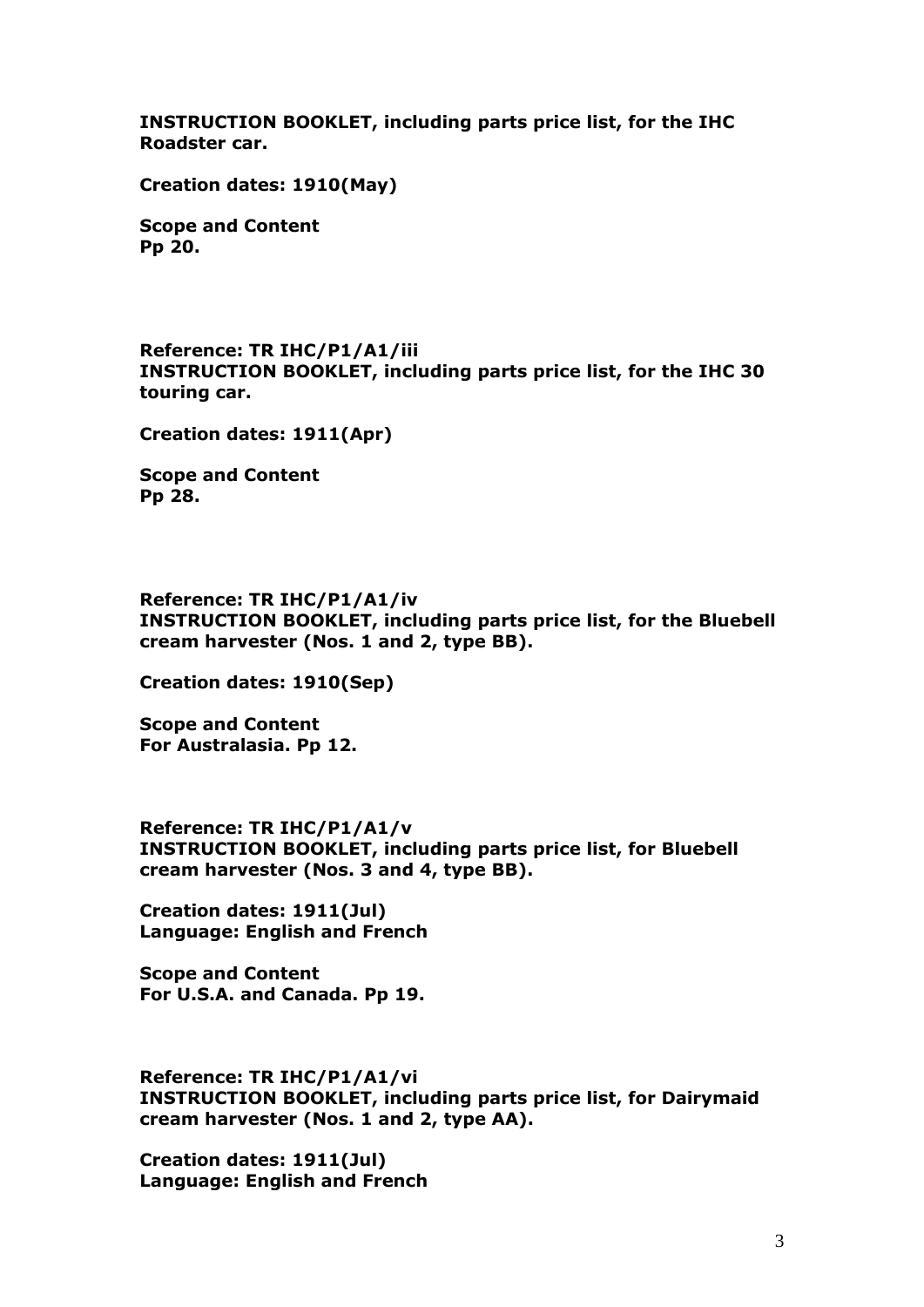**INSTRUCTION BOOKLET, including parts price list, for the IHC Roadster car.**

**Creation dates: 1910(May)**

**Scope and Content**
**Pp 20.**

**Reference: TR IHC/P1/A1/iii**
**INSTRUCTION BOOKLET, including parts price list, for the IHC 30 touring car.**

**Creation dates: 1911(Apr)**

**Scope and Content**
**Pp 28.**

**Reference: TR IHC/P1/A1/iv**
**INSTRUCTION BOOKLET, including parts price list, for the Bluebell cream harvester (Nos. 1 and 2, type BB).**

**Creation dates: 1910(Sep)**

**Scope and Content**
**For Australasia. Pp 12.**

**Reference: TR IHC/P1/A1/v**
**INSTRUCTION BOOKLET, including parts price list, for Bluebell cream harvester (Nos. 3 and 4, type BB).**

**Creation dates: 1911(Jul)**
**Language: English and French**

**Scope and Content**
**For U.S.A. and Canada. Pp 19.**

**Reference: TR IHC/P1/A1/vi**
**INSTRUCTION BOOKLET, including parts price list, for Dairymaid cream harvester (Nos. 1 and 2, type AA).**

**Creation dates: 1911(Jul)**
**Language: English and French**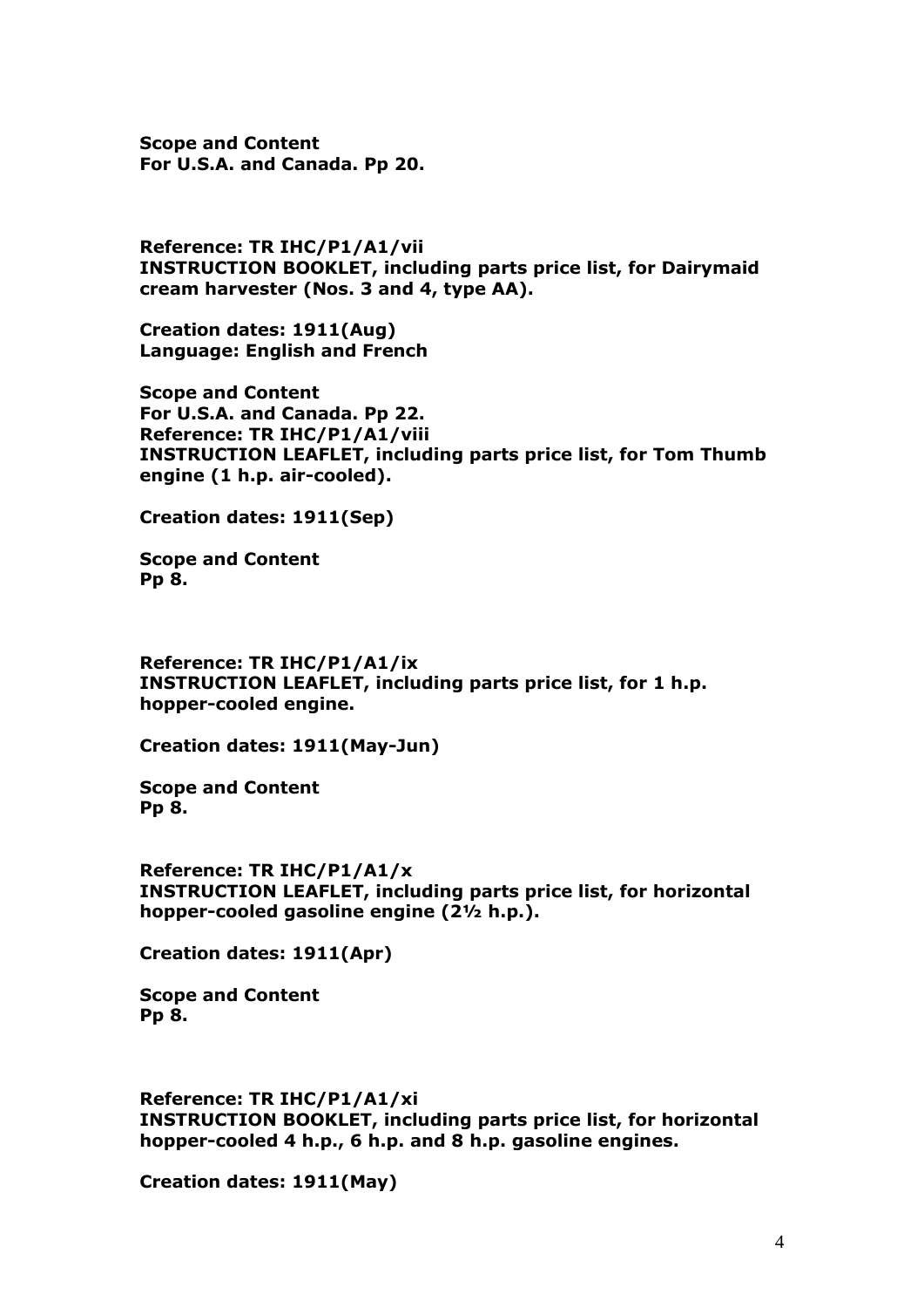**Scope and Content**
**For U.S.A. and Canada. Pp 20.**

**Reference: TR IHC/P1/A1/vii**
**INSTRUCTION BOOKLET, including parts price list, for Dairymaid cream harvester (Nos. 3 and 4, type AA).**

**Creation dates: 1911(Aug)**
**Language: English and French**

**Scope and Content**
**For U.S.A. and Canada. Pp 22.**
**Reference: TR IHC/P1/A1/viii**
**INSTRUCTION LEAFLET, including parts price list, for Tom Thumb engine (1 h.p. air-cooled).**

**Creation dates: 1911(Sep)**

**Scope and Content**
**Pp 8.**

**Reference: TR IHC/P1/A1/ix**
**INSTRUCTION LEAFLET, including parts price list, for 1 h.p. hopper-cooled engine.**

**Creation dates: 1911(May-Jun)**

**Scope and Content**
**Pp 8.**

**Reference: TR IHC/P1/A1/x**
**INSTRUCTION LEAFLET, including parts price list, for horizontal hopper-cooled gasoline engine (2½ h.p.).**

**Creation dates: 1911(Apr)**

**Scope and Content**
**Pp 8.**

**Reference: TR IHC/P1/A1/xi**
**INSTRUCTION BOOKLET, including parts price list, for horizontal hopper-cooled 4 h.p., 6 h.p. and 8 h.p. gasoline engines.**

**Creation dates: 1911(May)**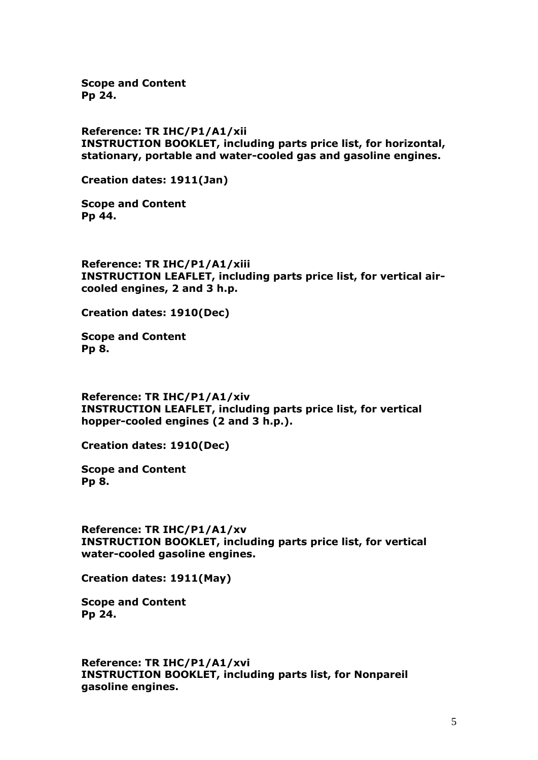**Scope and Content**
**Pp 24.**

**Reference: TR IHC/P1/A1/xii**
**INSTRUCTION BOOKLET, including parts price list, for horizontal, stationary, portable and water-cooled gas and gasoline engines.**

**Creation dates: 1911(Jan)**

**Scope and Content**
**Pp 44.**

**Reference: TR IHC/P1/A1/xiii**
**INSTRUCTION LEAFLET, including parts price list, for vertical air-cooled engines, 2 and 3 h.p.**

**Creation dates: 1910(Dec)**

**Scope and Content**
**Pp 8.**

**Reference: TR IHC/P1/A1/xiv**
**INSTRUCTION LEAFLET, including parts price list, for vertical hopper-cooled engines (2 and 3 h.p.).**

**Creation dates: 1910(Dec)**

**Scope and Content**
**Pp 8.**

**Reference: TR IHC/P1/A1/xv**
**INSTRUCTION BOOKLET, including parts price list, for vertical water-cooled gasoline engines.**

**Creation dates: 1911(May)**

**Scope and Content**
**Pp 24.**

**Reference: TR IHC/P1/A1/xvi**
**INSTRUCTION BOOKLET, including parts list, for Nonpareil gasoline engines.**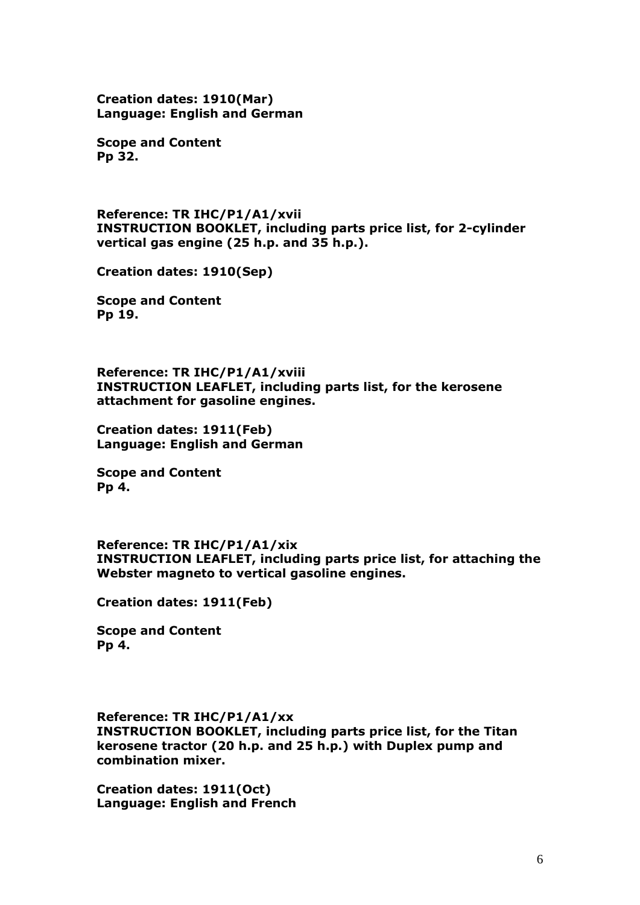**Creation dates: 1910(Mar)**
**Language: English and German**

**Scope and Content**
**Pp 32.**

**Reference: TR IHC/P1/A1/xvii**
**INSTRUCTION BOOKLET, including parts price list, for 2-cylinder vertical gas engine (25 h.p. and 35 h.p.).**

**Creation dates: 1910(Sep)**

**Scope and Content**
**Pp 19.**

**Reference: TR IHC/P1/A1/xviii**
**INSTRUCTION LEAFLET, including parts list, for the kerosene attachment for gasoline engines.**

**Creation dates: 1911(Feb)**
**Language: English and German**

**Scope and Content**
**Pp 4.**

**Reference: TR IHC/P1/A1/xix**
**INSTRUCTION LEAFLET, including parts price list, for attaching the Webster magneto to vertical gasoline engines.**

**Creation dates: 1911(Feb)**

**Scope and Content**
**Pp 4.**

**Reference: TR IHC/P1/A1/xx**
**INSTRUCTION BOOKLET, including parts price list, for the Titan kerosene tractor (20 h.p. and 25 h.p.) with Duplex pump and combination mixer.**

**Creation dates: 1911(Oct)**
**Language: English and French**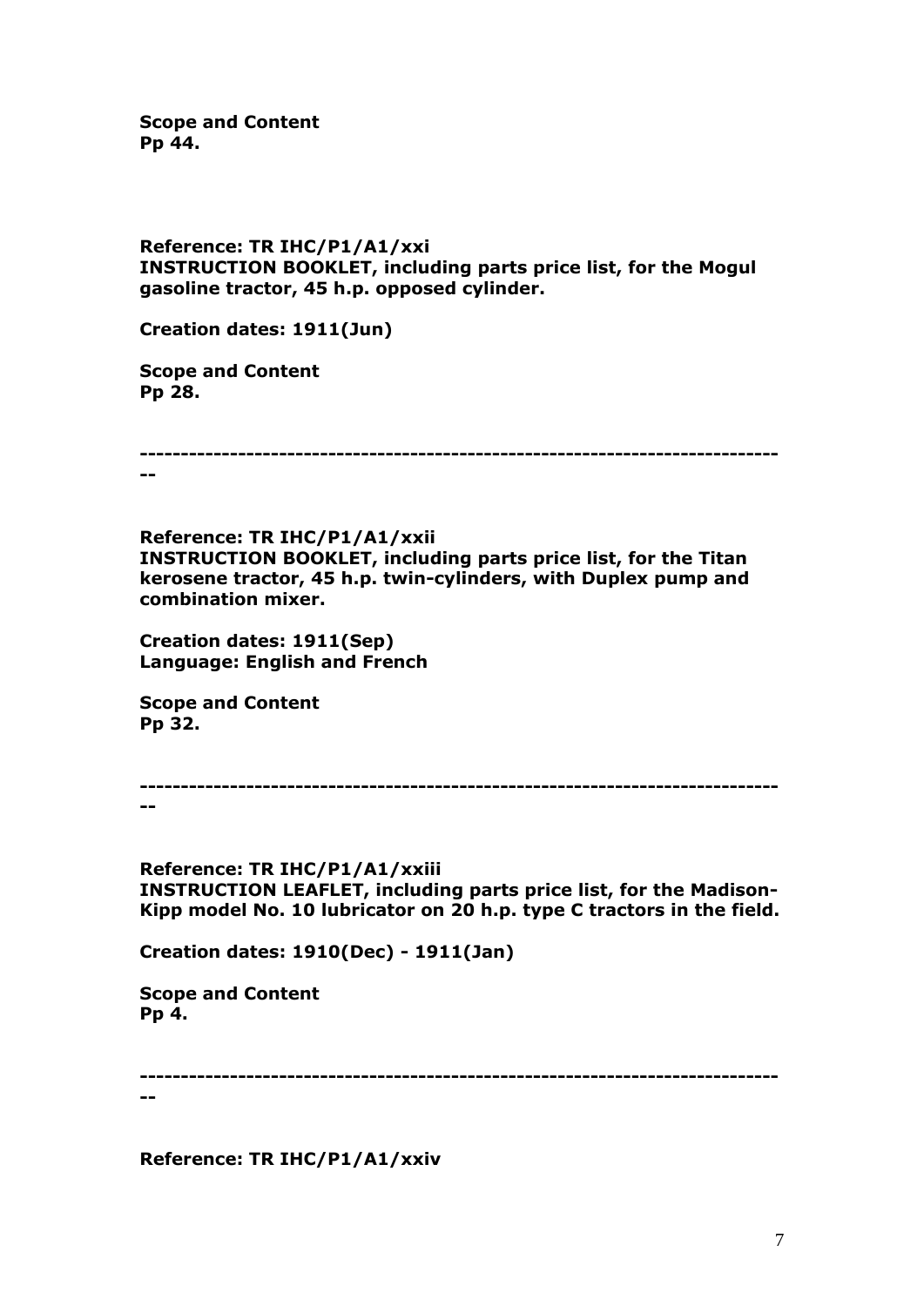**Scope and Content**
**Pp 44.**

**Reference: TR IHC/P1/A1/xxi**
**INSTRUCTION BOOKLET, including parts price list, for the Mogul gasoline tractor, 45 h.p. opposed cylinder.**

**Creation dates: 1911(Jun)**

**Scope and Content**
**Pp 28.**

**-----------------------------------------------------------------------------**

**Reference: TR IHC/P1/A1/xxii**
**INSTRUCTION BOOKLET, including parts price list, for the Titan kerosene tractor, 45 h.p. twin-cylinders, with Duplex pump and combination mixer.**

**Creation dates: 1911(Sep)**
**Language: English and French**

**Scope and Content**
**Pp 32.**

**-----------------------------------------------------------------------------**

**Reference: TR IHC/P1/A1/xxiii**
**INSTRUCTION LEAFLET, including parts price list, for the Madison-Kipp model No. 10 lubricator on 20 h.p. type C tractors in the field.**

**Creation dates: 1910(Dec) - 1911(Jan)**

**Scope and Content**
**Pp 4.**

**-----------------------------------------------------------------------------**

**Reference: TR IHC/P1/A1/xxiv**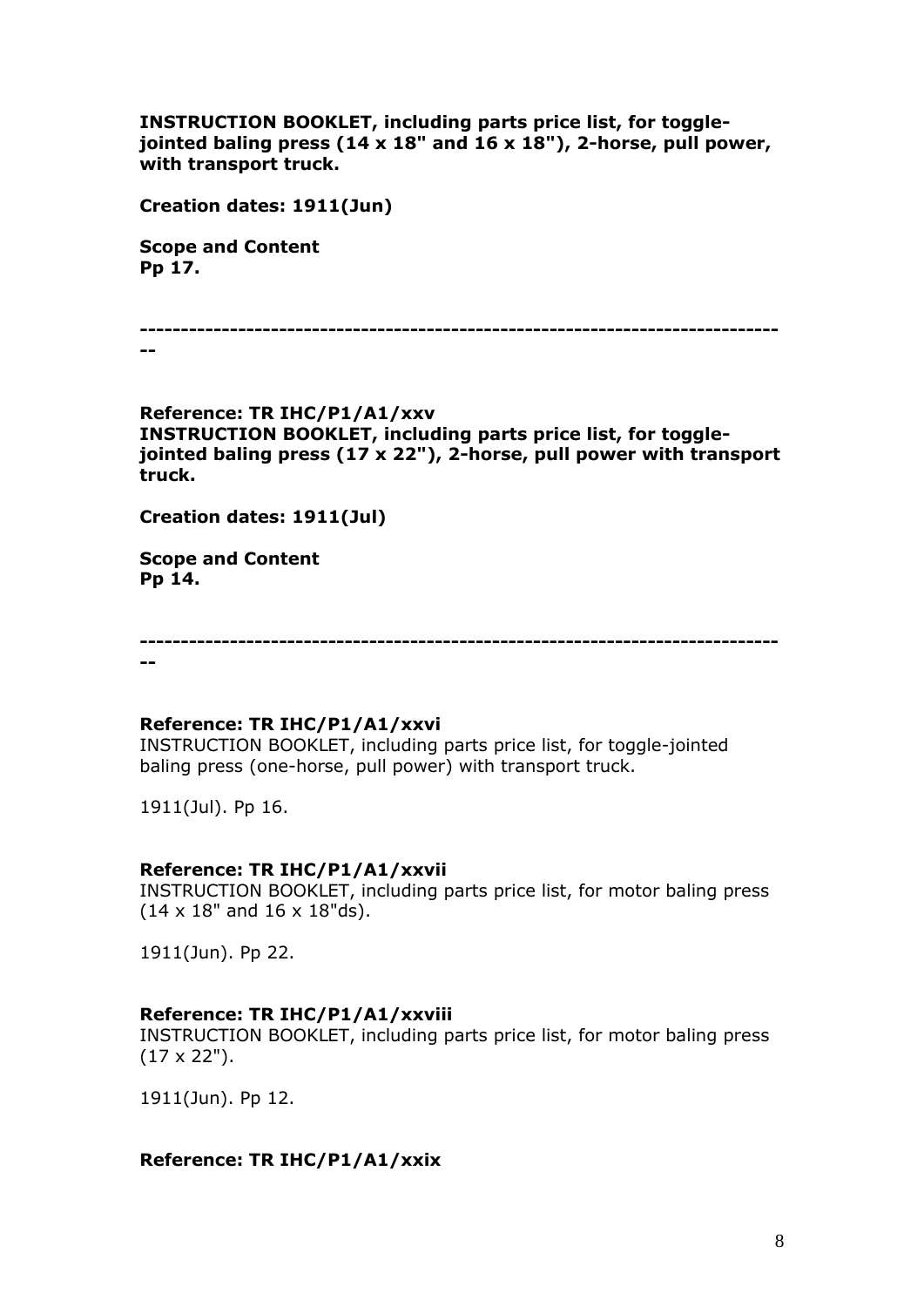**INSTRUCTION BOOKLET, including parts price list, for toggle-jointed baling press (14 x 18" and 16 x 18"), 2-horse, pull power, with transport truck.**

**Creation dates: 1911(Jun)**

**Scope and Content**
**Pp 17.**

-----------------------------------------------------------------------------

**Reference: TR IHC/P1/A1/xxv**
**INSTRUCTION BOOKLET, including parts price list, for toggle-jointed baling press (17 x 22"), 2-horse, pull power with transport truck.**

**Creation dates: 1911(Jul)**

**Scope and Content**
**Pp 14.**

-----------------------------------------------------------------------------

**Reference: TR IHC/P1/A1/xxvi**
INSTRUCTION BOOKLET, including parts price list, for toggle-jointed baling press (one-horse, pull power) with transport truck.

1911(Jul). Pp 16.

**Reference: TR IHC/P1/A1/xxvii**
INSTRUCTION BOOKLET, including parts price list, for motor baling press (14 x 18" and 16 x 18"ds).

1911(Jun). Pp 22.

**Reference: TR IHC/P1/A1/xxviii**
INSTRUCTION BOOKLET, including parts price list, for motor baling press (17 x 22").

1911(Jun). Pp 12.

**Reference: TR IHC/P1/A1/xxix**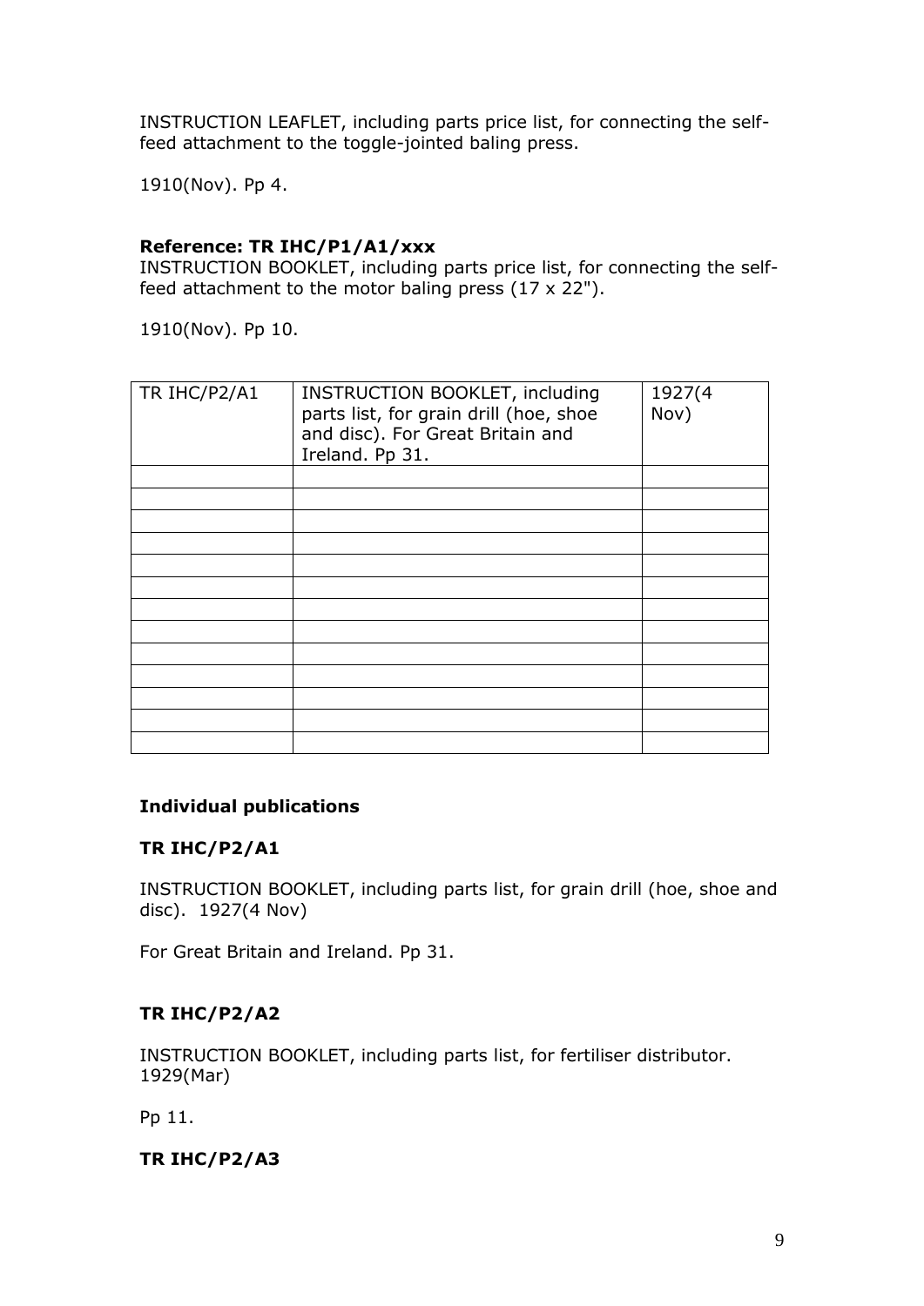INSTRUCTION LEAFLET, including parts price list, for connecting the self-feed attachment to the toggle-jointed baling press.

1910(Nov). Pp 4.

**Reference: TR IHC/P1/A1/xxx**
INSTRUCTION BOOKLET, including parts price list, for connecting the self-feed attachment to the motor baling press (17 x 22").

1910(Nov). Pp 10.

| TR IHC/P2/A1 | INSTRUCTION BOOKLET, including parts list, for grain drill (hoe, shoe and disc). For Great Britain and Ireland. Pp 31. | 1927(4 Nov) |
|---|---|---|
| | | |
| | | |
| | | |
| | | |
| | | |
| | | |
| | | |
| | | |
| | | |
| | | |
| | | |
| | | |
| | | |

**Individual publications**

**TR IHC/P2/A1**

INSTRUCTION BOOKLET, including parts list, for grain drill (hoe, shoe and disc). 1927(4 Nov)

For Great Britain and Ireland. Pp 31.

**TR IHC/P2/A2**

INSTRUCTION BOOKLET, including parts list, for fertiliser distributor. 1929(Mar)

Pp 11.

**TR IHC/P2/A3**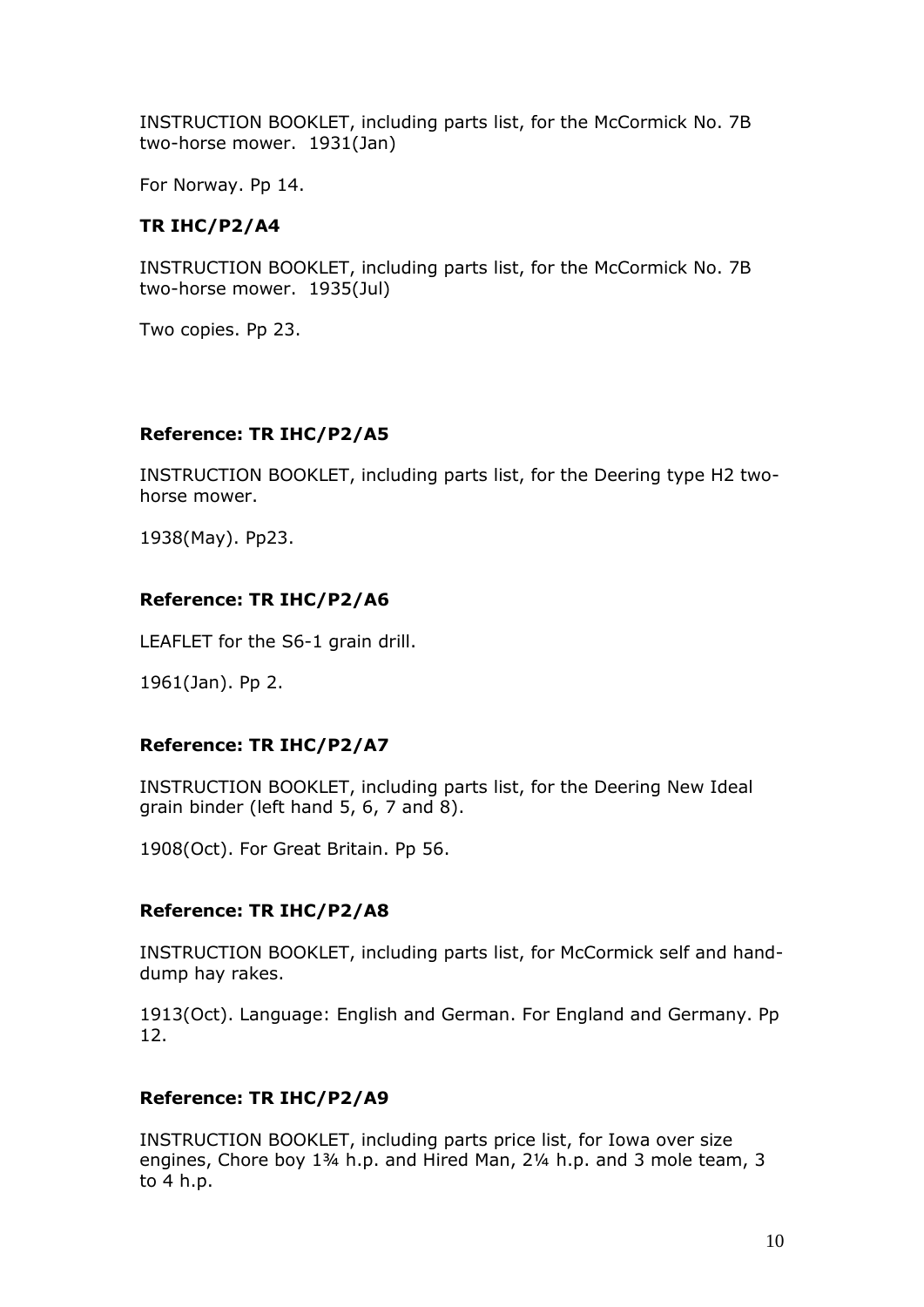INSTRUCTION BOOKLET, including parts list, for the McCormick No. 7B two-horse mower. 1931(Jan)

For Norway. Pp 14.

**TR IHC/P2/A4**

INSTRUCTION BOOKLET, including parts list, for the McCormick No. 7B two-horse mower. 1935(Jul)

Two copies. Pp 23.

**Reference: TR IHC/P2/A5**

INSTRUCTION BOOKLET, including parts list, for the Deering type H2 two-horse mower.

1938(May). Pp23.

**Reference: TR IHC/P2/A6**

LEAFLET for the S6-1 grain drill.

1961(Jan). Pp 2.

**Reference: TR IHC/P2/A7**

INSTRUCTION BOOKLET, including parts list, for the Deering New Ideal grain binder (left hand 5, 6, 7 and 8).

1908(Oct). For Great Britain. Pp 56.

**Reference: TR IHC/P2/A8**

INSTRUCTION BOOKLET, including parts list, for McCormick self and hand-dump hay rakes.

1913(Oct). Language: English and German. For England and Germany. Pp 12.

**Reference: TR IHC/P2/A9**

INSTRUCTION BOOKLET, including parts price list, for Iowa over size engines, Chore boy 1¾ h.p. and Hired Man, 2¼ h.p. and 3 mole team, 3 to 4 h.p.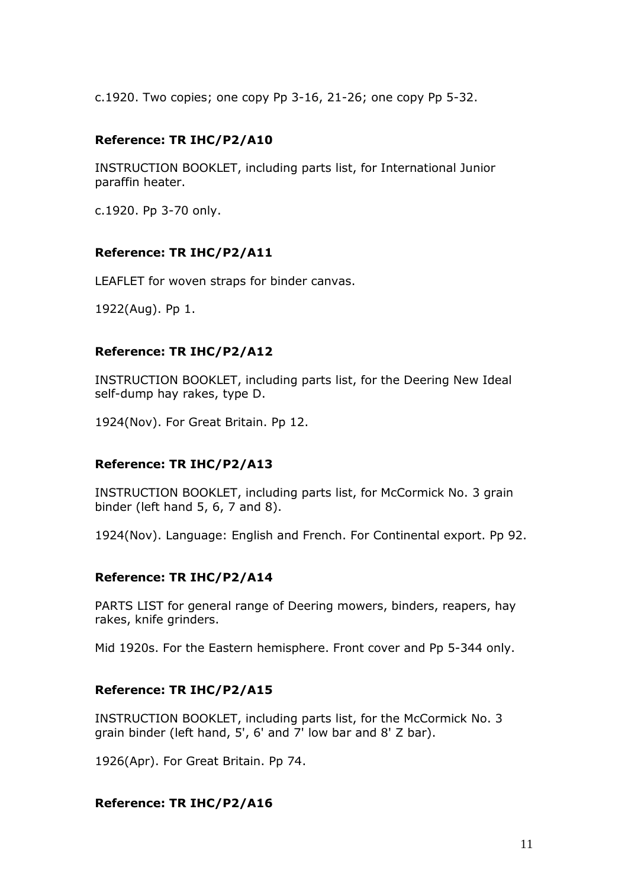c.1920. Two copies; one copy Pp 3-16, 21-26; one copy Pp 5-32.

**Reference: TR IHC/P2/A10**

INSTRUCTION BOOKLET, including parts list, for International Junior paraffin heater.

c.1920. Pp 3-70 only.

**Reference: TR IHC/P2/A11**

LEAFLET for woven straps for binder canvas.

1922(Aug). Pp 1.

**Reference: TR IHC/P2/A12**

INSTRUCTION BOOKLET, including parts list, for the Deering New Ideal self-dump hay rakes, type D.

1924(Nov). For Great Britain. Pp 12.

**Reference: TR IHC/P2/A13**

INSTRUCTION BOOKLET, including parts list, for McCormick No. 3 grain binder (left hand 5, 6, 7 and 8).

1924(Nov). Language: English and French. For Continental export. Pp 92.

**Reference: TR IHC/P2/A14**

PARTS LIST for general range of Deering mowers, binders, reapers, hay rakes, knife grinders.

Mid 1920s. For the Eastern hemisphere. Front cover and Pp 5-344 only.

**Reference: TR IHC/P2/A15**

INSTRUCTION BOOKLET, including parts list, for the McCormick No. 3 grain binder (left hand, 5', 6' and 7' low bar and 8' Z bar).

1926(Apr). For Great Britain. Pp 74.

**Reference: TR IHC/P2/A16**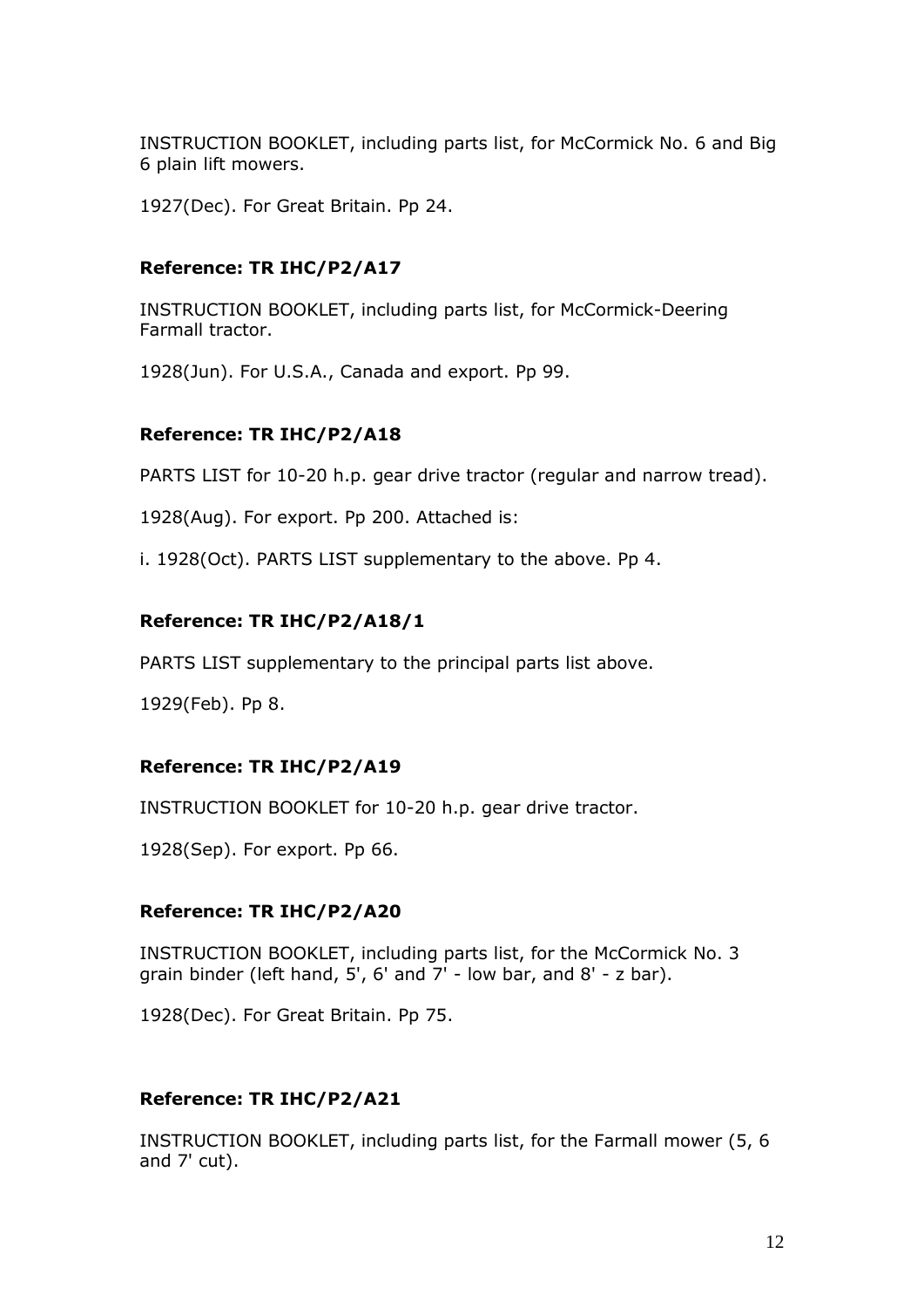INSTRUCTION BOOKLET, including parts list, for McCormick No. 6 and Big 6 plain lift mowers.

1927(Dec). For Great Britain. Pp 24.

**Reference: TR IHC/P2/A17**

INSTRUCTION BOOKLET, including parts list, for McCormick-Deering Farmall tractor.

1928(Jun). For U.S.A., Canada and export. Pp 99.

**Reference: TR IHC/P2/A18**

PARTS LIST for 10-20 h.p. gear drive tractor (regular and narrow tread).

1928(Aug). For export. Pp 200. Attached is:

i. 1928(Oct). PARTS LIST supplementary to the above. Pp 4.

**Reference: TR IHC/P2/A18/1**

PARTS LIST supplementary to the principal parts list above.

1929(Feb). Pp 8.

**Reference: TR IHC/P2/A19**

INSTRUCTION BOOKLET for 10-20 h.p. gear drive tractor.

1928(Sep). For export. Pp 66.

**Reference: TR IHC/P2/A20**

INSTRUCTION BOOKLET, including parts list, for the McCormick No. 3 grain binder (left hand, 5', 6' and 7' - low bar, and 8' - z bar).

1928(Dec). For Great Britain. Pp 75.

**Reference: TR IHC/P2/A21**

INSTRUCTION BOOKLET, including parts list, for the Farmall mower (5, 6 and 7' cut).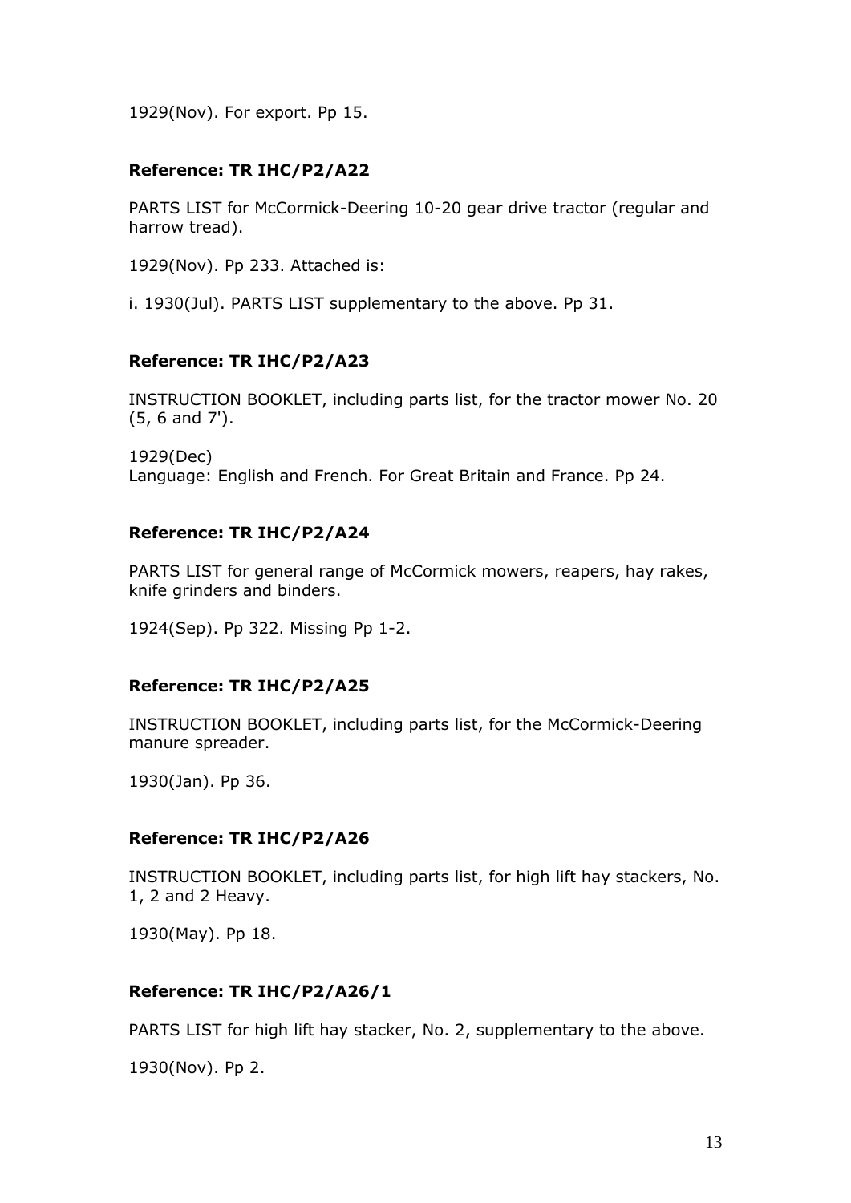1929(Nov). For export. Pp 15.

**Reference: TR IHC/P2/A22**

PARTS LIST for McCormick-Deering 10-20 gear drive tractor (regular and harrow tread).

1929(Nov). Pp 233. Attached is:

i. 1930(Jul). PARTS LIST supplementary to the above. Pp 31.

**Reference: TR IHC/P2/A23**

INSTRUCTION BOOKLET, including parts list, for the tractor mower No. 20 (5, 6 and 7').

1929(Dec)
Language: English and French. For Great Britain and France. Pp 24.

**Reference: TR IHC/P2/A24**

PARTS LIST for general range of McCormick mowers, reapers, hay rakes, knife grinders and binders.

1924(Sep). Pp 322. Missing Pp 1-2.

**Reference: TR IHC/P2/A25**

INSTRUCTION BOOKLET, including parts list, for the McCormick-Deering manure spreader.

1930(Jan). Pp 36.

**Reference: TR IHC/P2/A26**

INSTRUCTION BOOKLET, including parts list, for high lift hay stackers, No. 1, 2 and 2 Heavy.

1930(May). Pp 18.

**Reference: TR IHC/P2/A26/1**

PARTS LIST for high lift hay stacker, No. 2, supplementary to the above.

1930(Nov). Pp 2.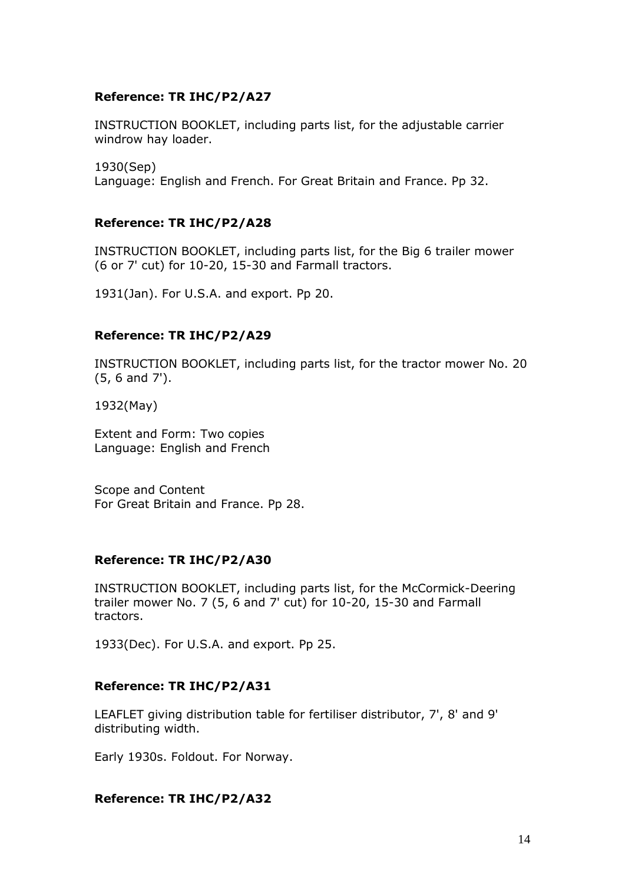**Reference: TR IHC/P2/A27**

INSTRUCTION BOOKLET, including parts list, for the adjustable carrier windrow hay loader.

1930(Sep)
Language: English and French. For Great Britain and France. Pp 32.

**Reference: TR IHC/P2/A28**

INSTRUCTION BOOKLET, including parts list, for the Big 6 trailer mower (6 or 7' cut) for 10-20, 15-30 and Farmall tractors.

1931(Jan). For U.S.A. and export. Pp 20.

**Reference: TR IHC/P2/A29**

INSTRUCTION BOOKLET, including parts list, for the tractor mower No. 20 (5, 6 and 7').

1932(May)

Extent and Form: Two copies
Language: English and French

Scope and Content
For Great Britain and France. Pp 28.

**Reference: TR IHC/P2/A30**

INSTRUCTION BOOKLET, including parts list, for the McCormick-Deering trailer mower No. 7 (5, 6 and 7' cut) for 10-20, 15-30 and Farmall tractors.

1933(Dec). For U.S.A. and export. Pp 25.

**Reference: TR IHC/P2/A31**

LEAFLET giving distribution table for fertiliser distributor, 7', 8' and 9' distributing width.

Early 1930s. Foldout. For Norway.

**Reference: TR IHC/P2/A32**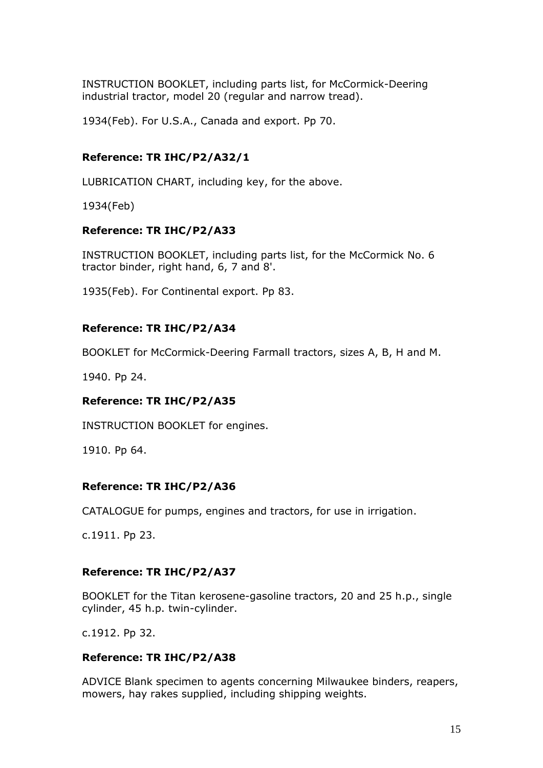INSTRUCTION BOOKLET, including parts list, for McCormick-Deering industrial tractor, model 20 (regular and narrow tread).

1934(Feb). For U.S.A., Canada and export. Pp 70.

**Reference: TR IHC/P2/A32/1**

LUBRICATION CHART, including key, for the above.

1934(Feb)

**Reference: TR IHC/P2/A33**

INSTRUCTION BOOKLET, including parts list, for the McCormick No. 6 tractor binder, right hand, 6, 7 and 8'.

1935(Feb). For Continental export. Pp 83.

**Reference: TR IHC/P2/A34**

BOOKLET for McCormick-Deering Farmall tractors, sizes A, B, H and M.

1940. Pp 24.

**Reference: TR IHC/P2/A35**

INSTRUCTION BOOKLET for engines.

1910. Pp 64.

**Reference: TR IHC/P2/A36**

CATALOGUE for pumps, engines and tractors, for use in irrigation.

c.1911. Pp 23.

**Reference: TR IHC/P2/A37**

BOOKLET for the Titan kerosene-gasoline tractors, 20 and 25 h.p., single cylinder, 45 h.p. twin-cylinder.

c.1912. Pp 32.

**Reference: TR IHC/P2/A38**

ADVICE Blank specimen to agents concerning Milwaukee binders, reapers, mowers, hay rakes supplied, including shipping weights.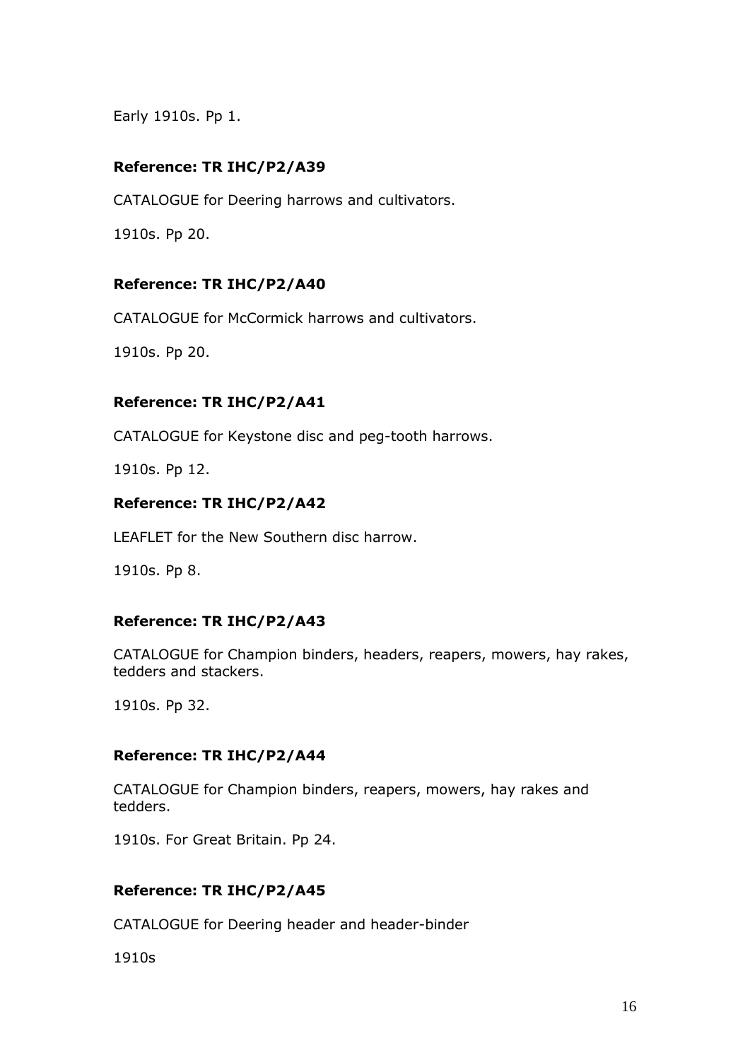Early 1910s. Pp 1.

**Reference: TR IHC/P2/A39**

CATALOGUE for Deering harrows and cultivators.

1910s. Pp 20.

**Reference: TR IHC/P2/A40**

CATALOGUE for McCormick harrows and cultivators.

1910s. Pp 20.

**Reference: TR IHC/P2/A41**

CATALOGUE for Keystone disc and peg-tooth harrows.

1910s. Pp 12.

**Reference: TR IHC/P2/A42**

LEAFLET for the New Southern disc harrow.

1910s. Pp 8.

**Reference: TR IHC/P2/A43**

CATALOGUE for Champion binders, headers, reapers, mowers, hay rakes, tedders and stackers.

1910s. Pp 32.

**Reference: TR IHC/P2/A44**

CATALOGUE for Champion binders, reapers, mowers, hay rakes and tedders.

1910s. For Great Britain. Pp 24.

**Reference: TR IHC/P2/A45**

CATALOGUE for Deering header and header-binder

1910s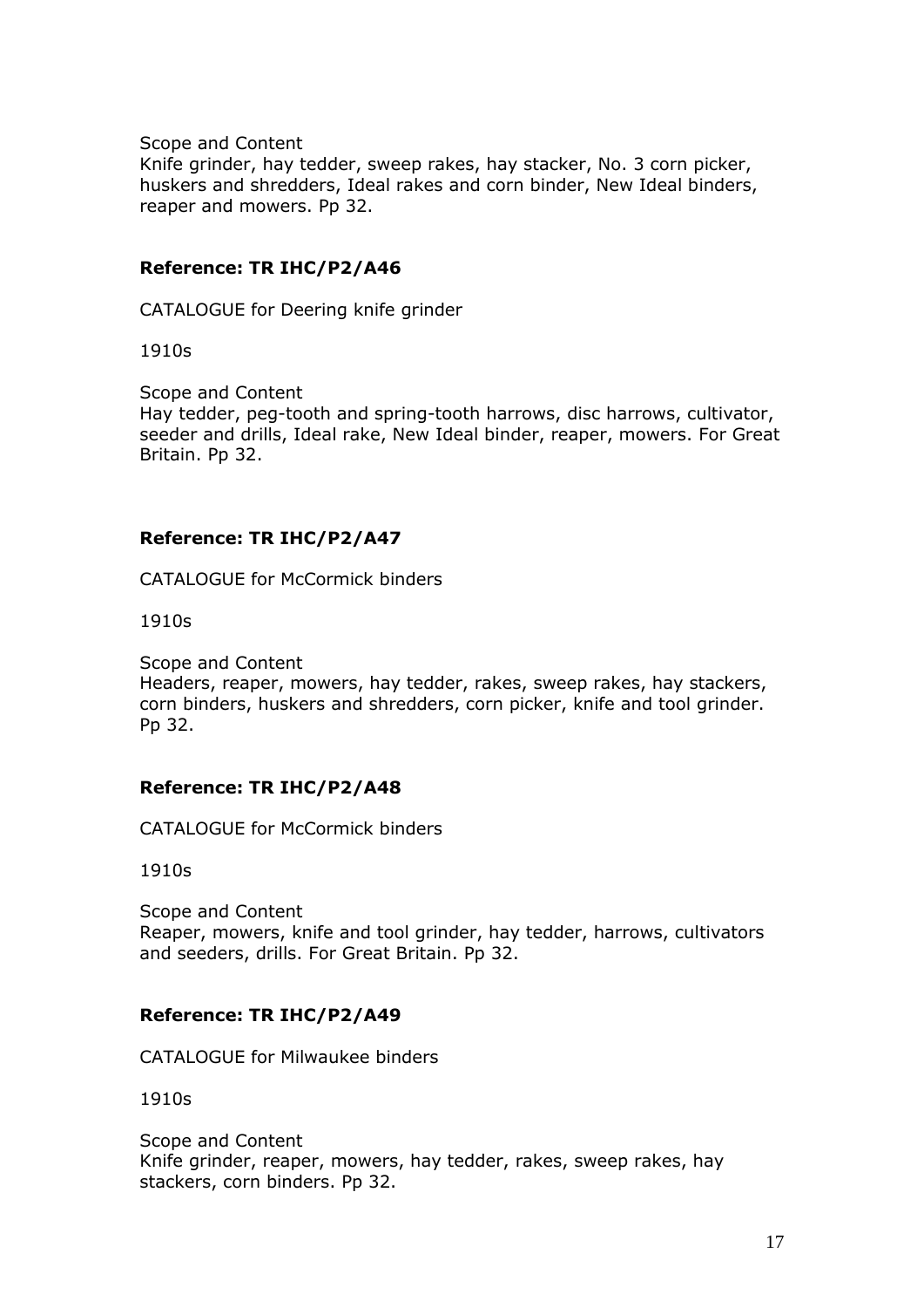Scope and Content
Knife grinder, hay tedder, sweep rakes, hay stacker, No. 3 corn picker, huskers and shredders, Ideal rakes and corn binder, New Ideal binders, reaper and mowers. Pp 32.

**Reference: TR IHC/P2/A46**

CATALOGUE for Deering knife grinder

1910s

Scope and Content
Hay tedder, peg-tooth and spring-tooth harrows, disc harrows, cultivator, seeder and drills, Ideal rake, New Ideal binder, reaper, mowers. For Great Britain. Pp 32.

**Reference: TR IHC/P2/A47**

CATALOGUE for McCormick binders

1910s

Scope and Content
Headers, reaper, mowers, hay tedder, rakes, sweep rakes, hay stackers, corn binders, huskers and shredders, corn picker, knife and tool grinder. Pp 32.

**Reference: TR IHC/P2/A48**

CATALOGUE for McCormick binders

1910s

Scope and Content
Reaper, mowers, knife and tool grinder, hay tedder, harrows, cultivators and seeders, drills. For Great Britain. Pp 32.

**Reference: TR IHC/P2/A49**

CATALOGUE for Milwaukee binders

1910s

Scope and Content
Knife grinder, reaper, mowers, hay tedder, rakes, sweep rakes, hay stackers, corn binders. Pp 32.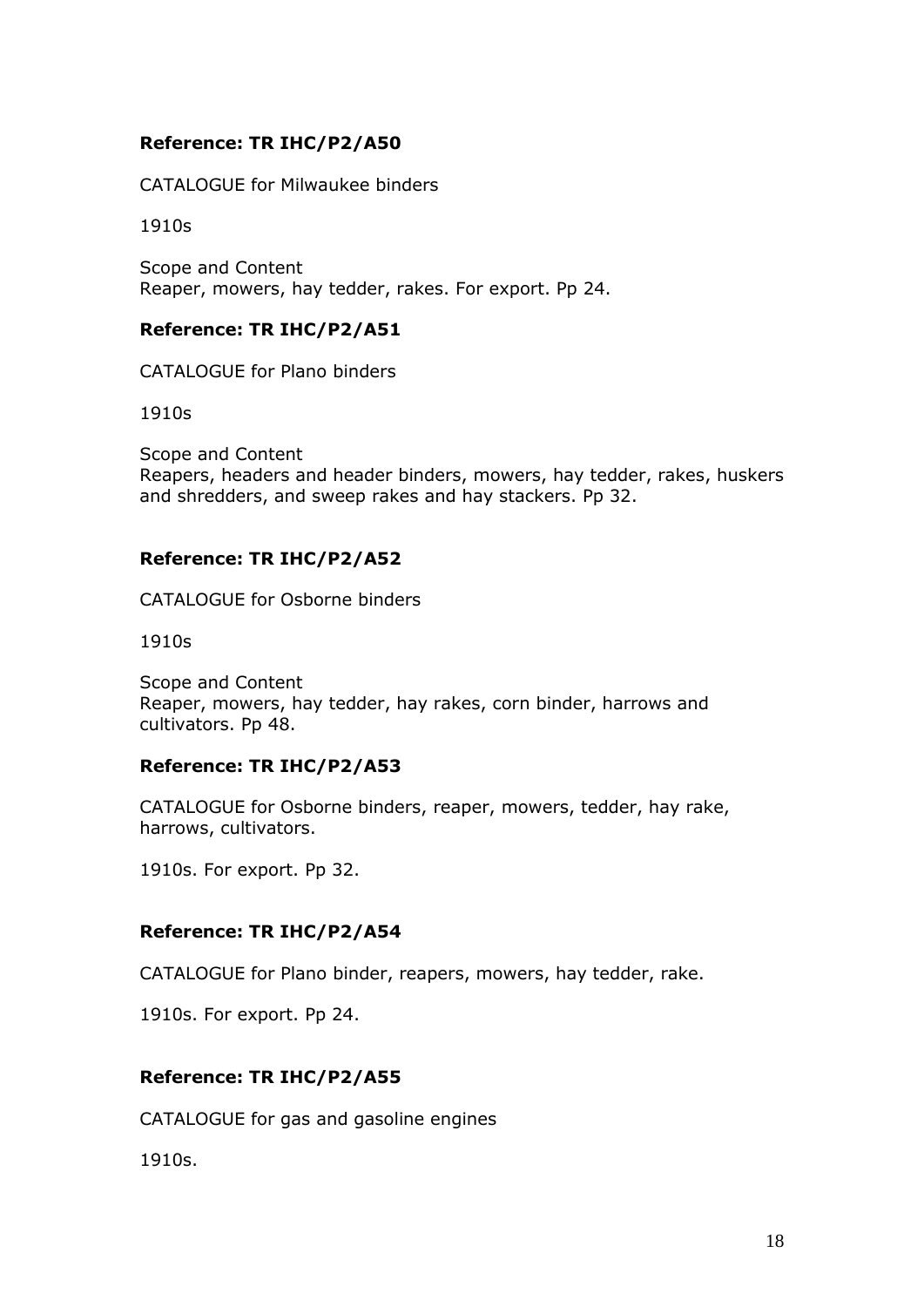**Reference: TR IHC/P2/A50**

CATALOGUE for Milwaukee binders

1910s

Scope and Content
Reaper, mowers, hay tedder, rakes. For export. Pp 24.

**Reference: TR IHC/P2/A51**

CATALOGUE for Plano binders

1910s

Scope and Content
Reapers, headers and header binders, mowers, hay tedder, rakes, huskers and shredders, and sweep rakes and hay stackers. Pp 32.

**Reference: TR IHC/P2/A52**

CATALOGUE for Osborne binders

1910s

Scope and Content
Reaper, mowers, hay tedder, hay rakes, corn binder, harrows and cultivators. Pp 48.

**Reference: TR IHC/P2/A53**

CATALOGUE for Osborne binders, reaper, mowers, tedder, hay rake, harrows, cultivators.

1910s. For export. Pp 32.

**Reference: TR IHC/P2/A54**

CATALOGUE for Plano binder, reapers, mowers, hay tedder, rake.

1910s. For export. Pp 24.

**Reference: TR IHC/P2/A55**

CATALOGUE for gas and gasoline engines

1910s.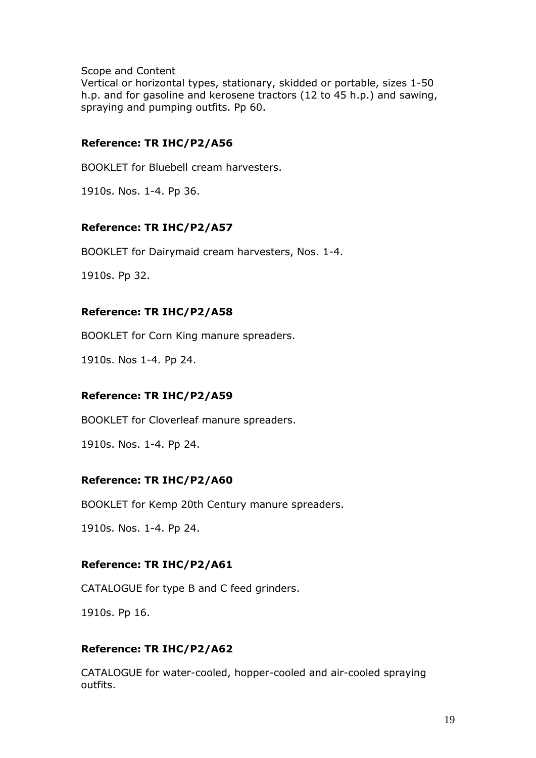Scope and Content
Vertical or horizontal types, stationary, skidded or portable, sizes 1-50 h.p. and for gasoline and kerosene tractors (12 to 45 h.p.) and sawing, spraying and pumping outfits. Pp 60.

**Reference: TR IHC/P2/A56**

BOOKLET for Bluebell cream harvesters.

1910s. Nos. 1-4. Pp 36.

**Reference: TR IHC/P2/A57**

BOOKLET for Dairymaid cream harvesters, Nos. 1-4.

1910s. Pp 32.

**Reference: TR IHC/P2/A58**

BOOKLET for Corn King manure spreaders.

1910s. Nos 1-4. Pp 24.

**Reference: TR IHC/P2/A59**

BOOKLET for Cloverleaf manure spreaders.

1910s. Nos. 1-4. Pp 24.

**Reference: TR IHC/P2/A60**

BOOKLET for Kemp 20th Century manure spreaders.

1910s. Nos. 1-4. Pp 24.

**Reference: TR IHC/P2/A61**

CATALOGUE for type B and C feed grinders.

1910s. Pp 16.

**Reference: TR IHC/P2/A62**

CATALOGUE for water-cooled, hopper-cooled and air-cooled spraying outfits.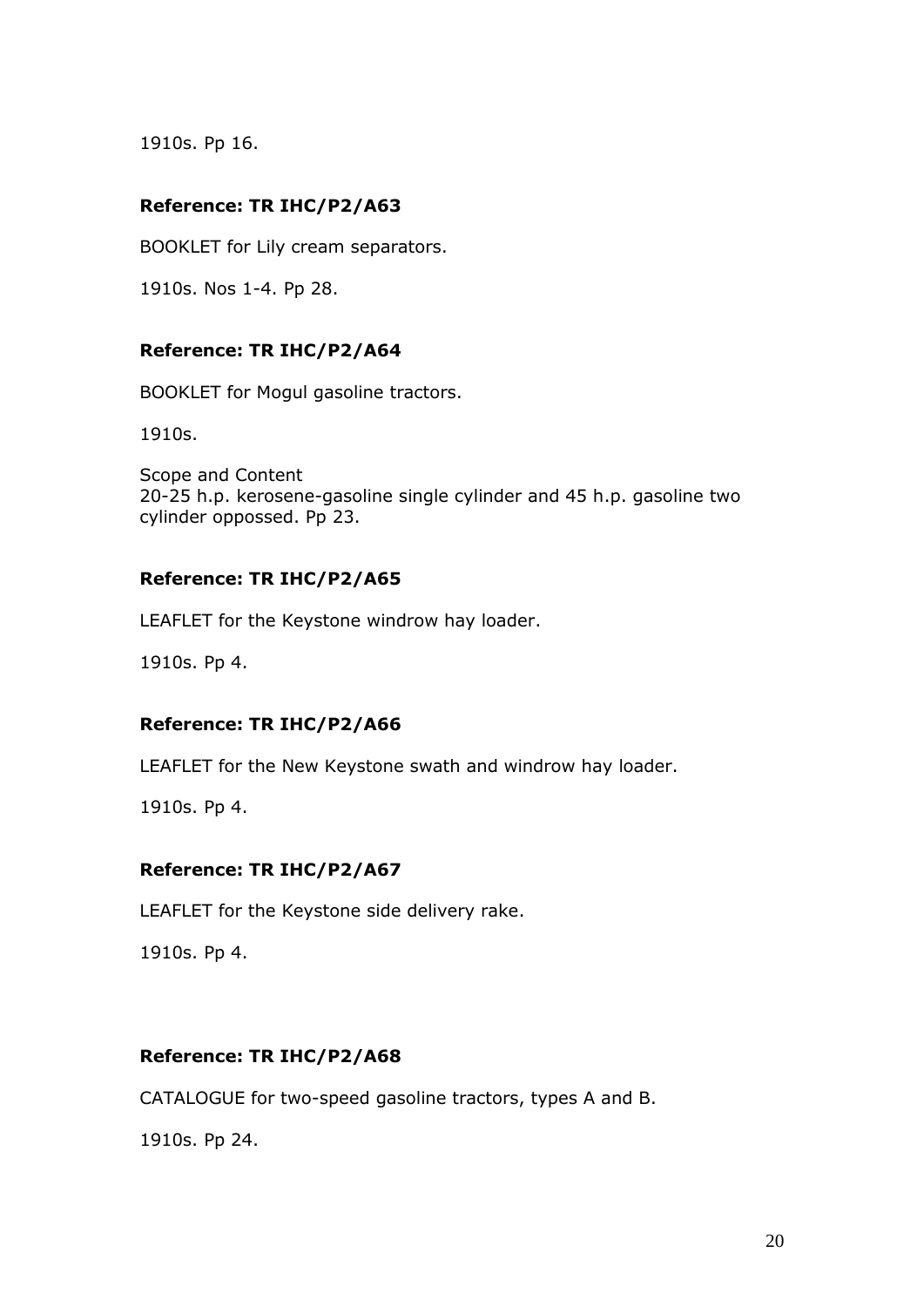1910s. Pp 16.

**Reference: TR IHC/P2/A63**

BOOKLET for Lily cream separators.

1910s. Nos 1-4. Pp 28.

**Reference: TR IHC/P2/A64**

BOOKLET for Mogul gasoline tractors.

1910s.

Scope and Content
20-25 h.p. kerosene-gasoline single cylinder and 45 h.p. gasoline two cylinder oppossed. Pp 23.

**Reference: TR IHC/P2/A65**

LEAFLET for the Keystone windrow hay loader.

1910s. Pp 4.

**Reference: TR IHC/P2/A66**

LEAFLET for the New Keystone swath and windrow hay loader.

1910s. Pp 4.

**Reference: TR IHC/P2/A67**

LEAFLET for the Keystone side delivery rake.

1910s. Pp 4.

**Reference: TR IHC/P2/A68**

CATALOGUE for two-speed gasoline tractors, types A and B.

1910s. Pp 24.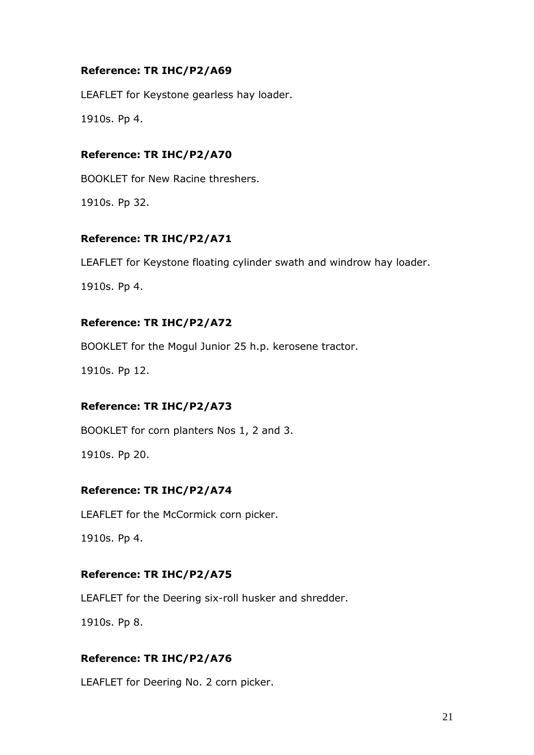**Reference: TR IHC/P2/A69**

LEAFLET for Keystone gearless hay loader.

1910s. Pp 4.

**Reference: TR IHC/P2/A70**

BOOKLET for New Racine threshers.

1910s. Pp 32.

**Reference: TR IHC/P2/A71**

LEAFLET for Keystone floating cylinder swath and windrow hay loader.

1910s. Pp 4.

**Reference: TR IHC/P2/A72**

BOOKLET for the Mogul Junior 25 h.p. kerosene tractor.

1910s. Pp 12.

**Reference: TR IHC/P2/A73**

BOOKLET for corn planters Nos 1, 2 and 3.

1910s. Pp 20.

**Reference: TR IHC/P2/A74**

LEAFLET for the McCormick corn picker.

1910s. Pp 4.

**Reference: TR IHC/P2/A75**

LEAFLET for the Deering six-roll husker and shredder.

1910s. Pp 8.

**Reference: TR IHC/P2/A76**

LEAFLET for Deering No. 2 corn picker.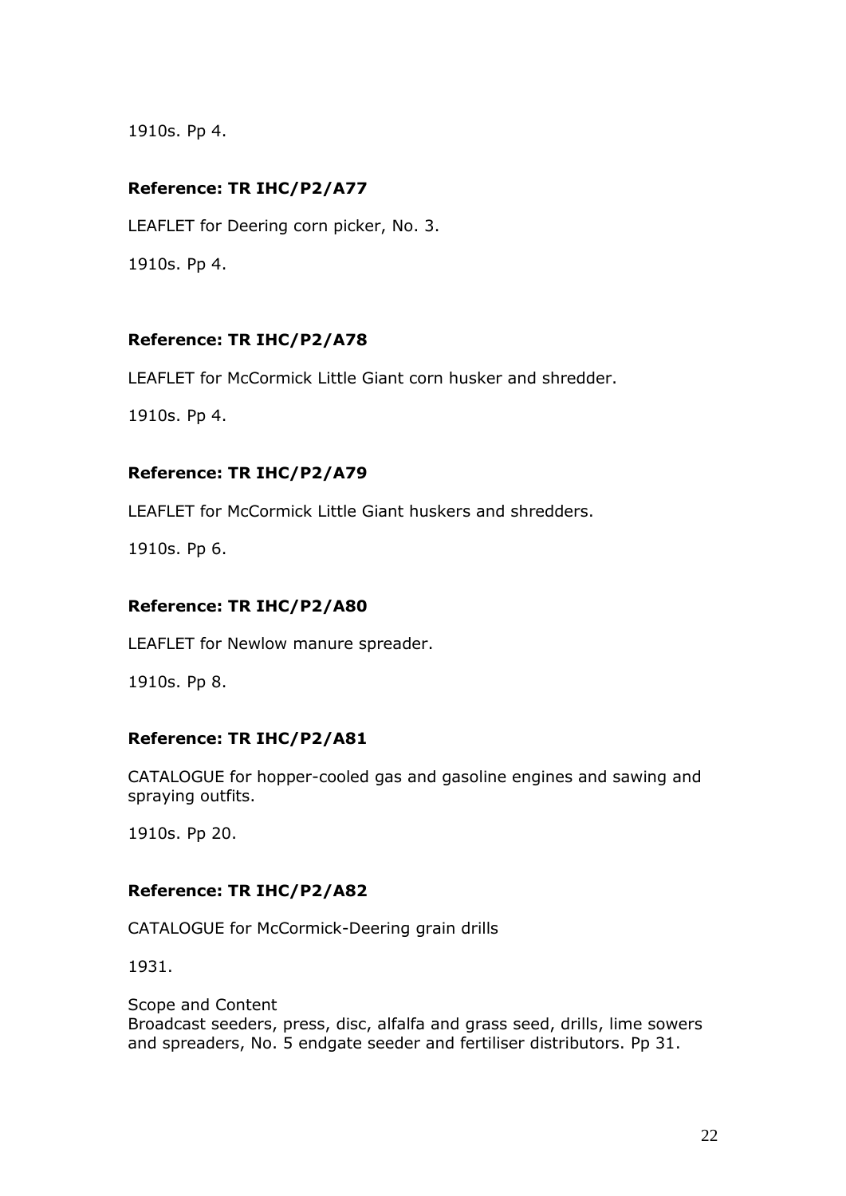1910s. Pp 4.

**Reference: TR IHC/P2/A77**

LEAFLET for Deering corn picker, No. 3.

1910s. Pp 4.

**Reference: TR IHC/P2/A78**

LEAFLET for McCormick Little Giant corn husker and shredder.

1910s. Pp 4.

**Reference: TR IHC/P2/A79**

LEAFLET for McCormick Little Giant huskers and shredders.

1910s. Pp 6.

**Reference: TR IHC/P2/A80**

LEAFLET for Newlow manure spreader.

1910s. Pp 8.

**Reference: TR IHC/P2/A81**

CATALOGUE for hopper-cooled gas and gasoline engines and sawing and spraying outfits.

1910s. Pp 20.

**Reference: TR IHC/P2/A82**

CATALOGUE for McCormick-Deering grain drills

1931.

Scope and Content
Broadcast seeders, press, disc, alfalfa and grass seed, drills, lime sowers and spreaders, No. 5 endgate seeder and fertiliser distributors. Pp 31.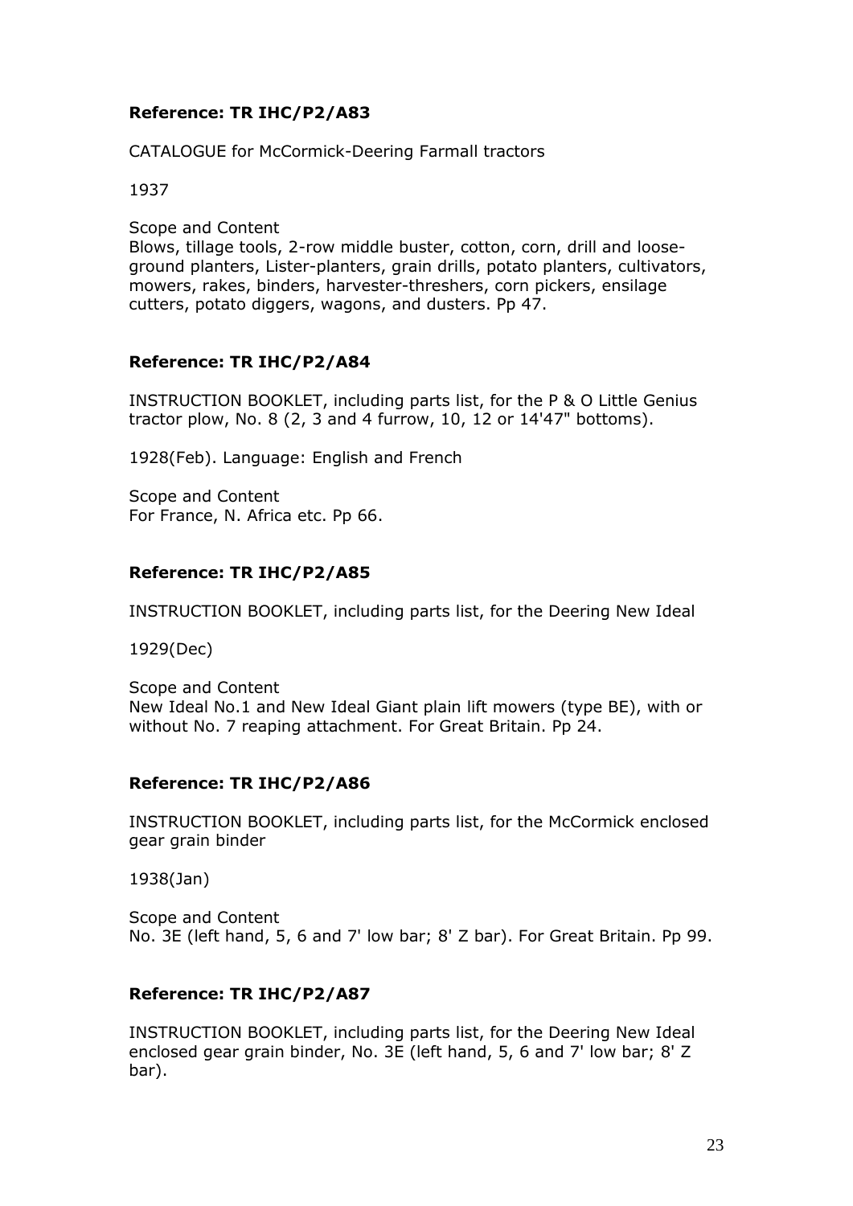**Reference: TR IHC/P2/A83**

CATALOGUE for McCormick-Deering Farmall tractors

1937

Scope and Content
Blows, tillage tools, 2-row middle buster, cotton, corn, drill and loose-ground planters, Lister-planters, grain drills, potato planters, cultivators, mowers, rakes, binders, harvester-threshers, corn pickers, ensilage cutters, potato diggers, wagons, and dusters. Pp 47.

**Reference: TR IHC/P2/A84**

INSTRUCTION BOOKLET, including parts list, for the P & O Little Genius tractor plow, No. 8 (2, 3 and 4 furrow, 10, 12 or 14'47" bottoms).

1928(Feb). Language: English and French

Scope and Content
For France, N. Africa etc. Pp 66.

**Reference: TR IHC/P2/A85**

INSTRUCTION BOOKLET, including parts list, for the Deering New Ideal

1929(Dec)

Scope and Content
New Ideal No.1 and New Ideal Giant plain lift mowers (type BE), with or without No. 7 reaping attachment. For Great Britain. Pp 24.

**Reference: TR IHC/P2/A86**

INSTRUCTION BOOKLET, including parts list, for the McCormick enclosed gear grain binder

1938(Jan)

Scope and Content
No. 3E (left hand, 5, 6 and 7' low bar; 8' Z bar). For Great Britain. Pp 99.

**Reference: TR IHC/P2/A87**

INSTRUCTION BOOKLET, including parts list, for the Deering New Ideal enclosed gear grain binder, No. 3E (left hand, 5, 6 and 7' low bar; 8' Z bar).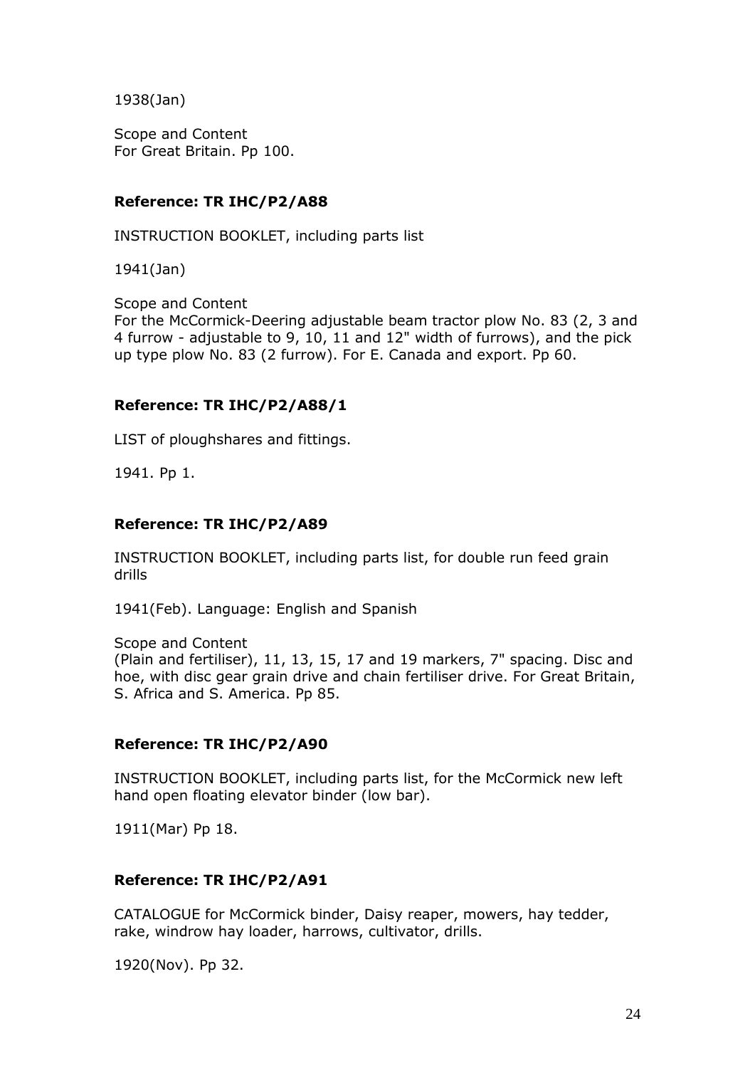1938(Jan)

Scope and Content
For Great Britain. Pp 100.

**Reference: TR IHC/P2/A88**

INSTRUCTION BOOKLET, including parts list

1941(Jan)

Scope and Content
For the McCormick-Deering adjustable beam tractor plow No. 83 (2, 3 and 4 furrow - adjustable to 9, 10, 11 and 12" width of furrows), and the pick up type plow No. 83 (2 furrow). For E. Canada and export. Pp 60.

**Reference: TR IHC/P2/A88/1**

LIST of ploughshares and fittings.

1941. Pp 1.

**Reference: TR IHC/P2/A89**

INSTRUCTION BOOKLET, including parts list, for double run feed grain drills

1941(Feb). Language: English and Spanish

Scope and Content
(Plain and fertiliser), 11, 13, 15, 17 and 19 markers, 7" spacing. Disc and hoe, with disc gear grain drive and chain fertiliser drive. For Great Britain, S. Africa and S. America. Pp 85.

**Reference: TR IHC/P2/A90**

INSTRUCTION BOOKLET, including parts list, for the McCormick new left hand open floating elevator binder (low bar).

1911(Mar) Pp 18.

**Reference: TR IHC/P2/A91**

CATALOGUE for McCormick binder, Daisy reaper, mowers, hay tedder, rake, windrow hay loader, harrows, cultivator, drills.

1920(Nov). Pp 32.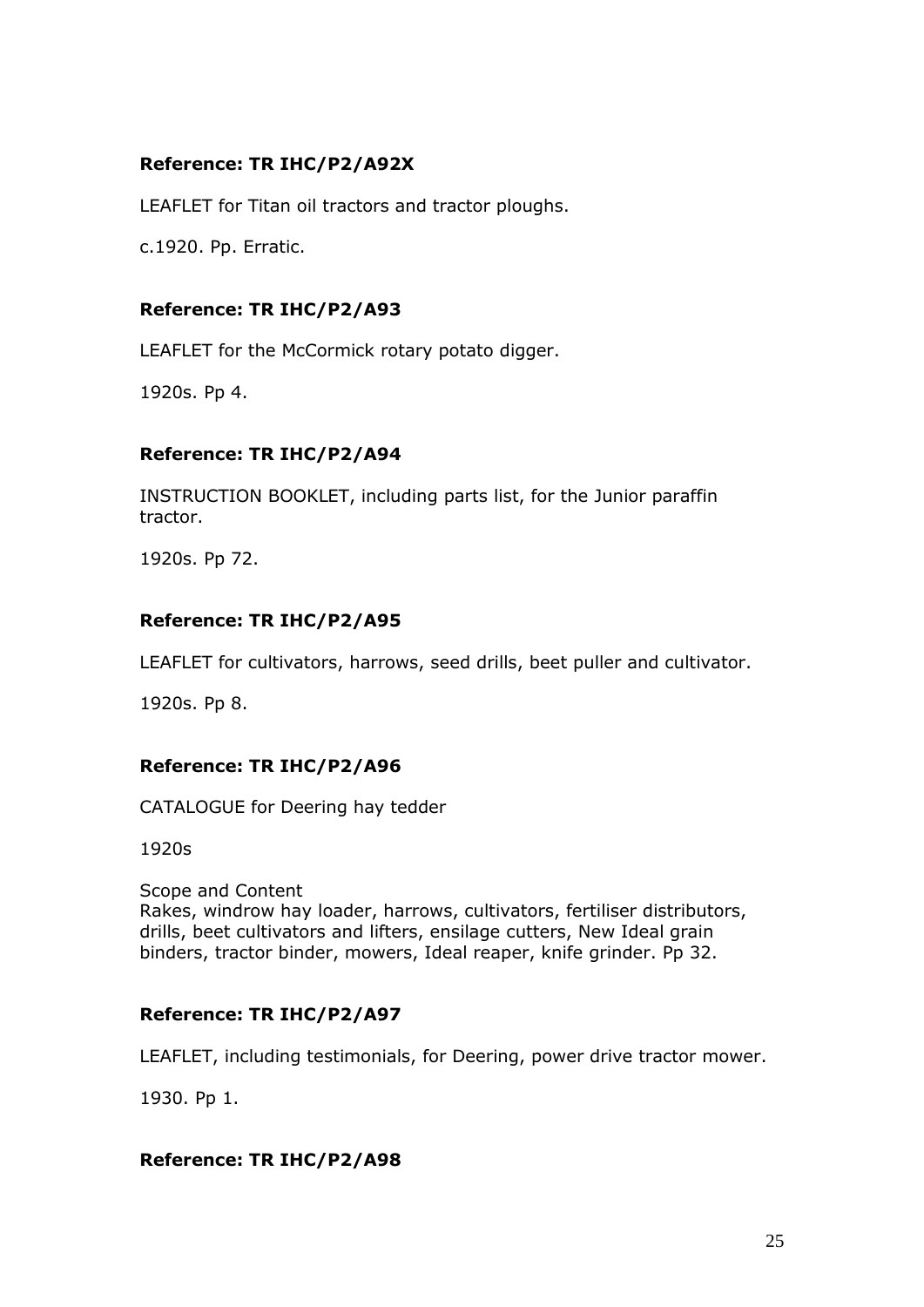**Reference: TR IHC/P2/A92X**

LEAFLET for Titan oil tractors and tractor ploughs.

c.1920. Pp. Erratic.

**Reference: TR IHC/P2/A93**

LEAFLET for the McCormick rotary potato digger.

1920s. Pp 4.

**Reference: TR IHC/P2/A94**

INSTRUCTION BOOKLET, including parts list, for the Junior paraffin tractor.

1920s. Pp 72.

**Reference: TR IHC/P2/A95**

LEAFLET for cultivators, harrows, seed drills, beet puller and cultivator.

1920s. Pp 8.

**Reference: TR IHC/P2/A96**

CATALOGUE for Deering hay tedder

1920s

Scope and Content
Rakes, windrow hay loader, harrows, cultivators, fertiliser distributors, drills, beet cultivators and lifters, ensilage cutters, New Ideal grain binders, tractor binder, mowers, Ideal reaper, knife grinder. Pp 32.

**Reference: TR IHC/P2/A97**

LEAFLET, including testimonials, for Deering, power drive tractor mower.

1930. Pp 1.

**Reference: TR IHC/P2/A98**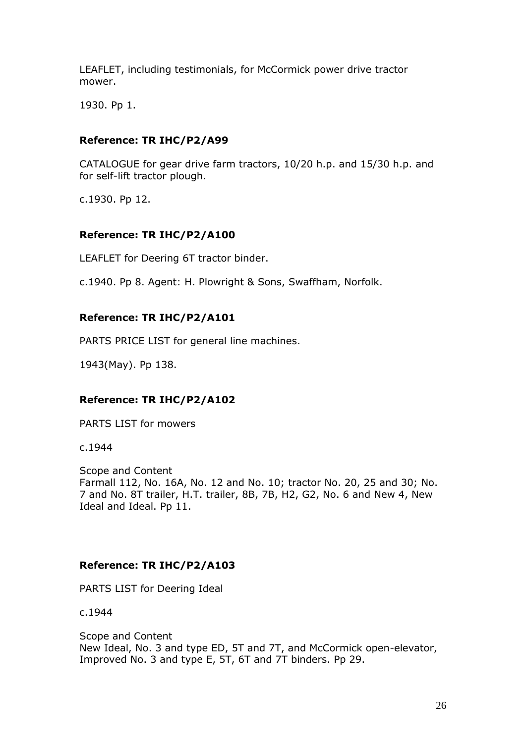LEAFLET, including testimonials, for McCormick power drive tractor mower.

1930. Pp 1.

**Reference: TR IHC/P2/A99**

CATALOGUE for gear drive farm tractors, 10/20 h.p. and 15/30 h.p. and for self-lift tractor plough.

c.1930. Pp 12.

**Reference: TR IHC/P2/A100**

LEAFLET for Deering 6T tractor binder.

c.1940. Pp 8. Agent: H. Plowright & Sons, Swaffham, Norfolk.

**Reference: TR IHC/P2/A101**

PARTS PRICE LIST for general line machines.

1943(May). Pp 138.

**Reference: TR IHC/P2/A102**

PARTS LIST for mowers

c.1944

Scope and Content
Farmall 112, No. 16A, No. 12 and No. 10; tractor No. 20, 25 and 30; No. 7 and No. 8T trailer, H.T. trailer, 8B, 7B, H2, G2, No. 6 and New 4, New Ideal and Ideal. Pp 11.

**Reference: TR IHC/P2/A103**

PARTS LIST for Deering Ideal

c.1944

Scope and Content
New Ideal, No. 3 and type ED, 5T and 7T, and McCormick open-elevator, Improved No. 3 and type E, 5T, 6T and 7T binders. Pp 29.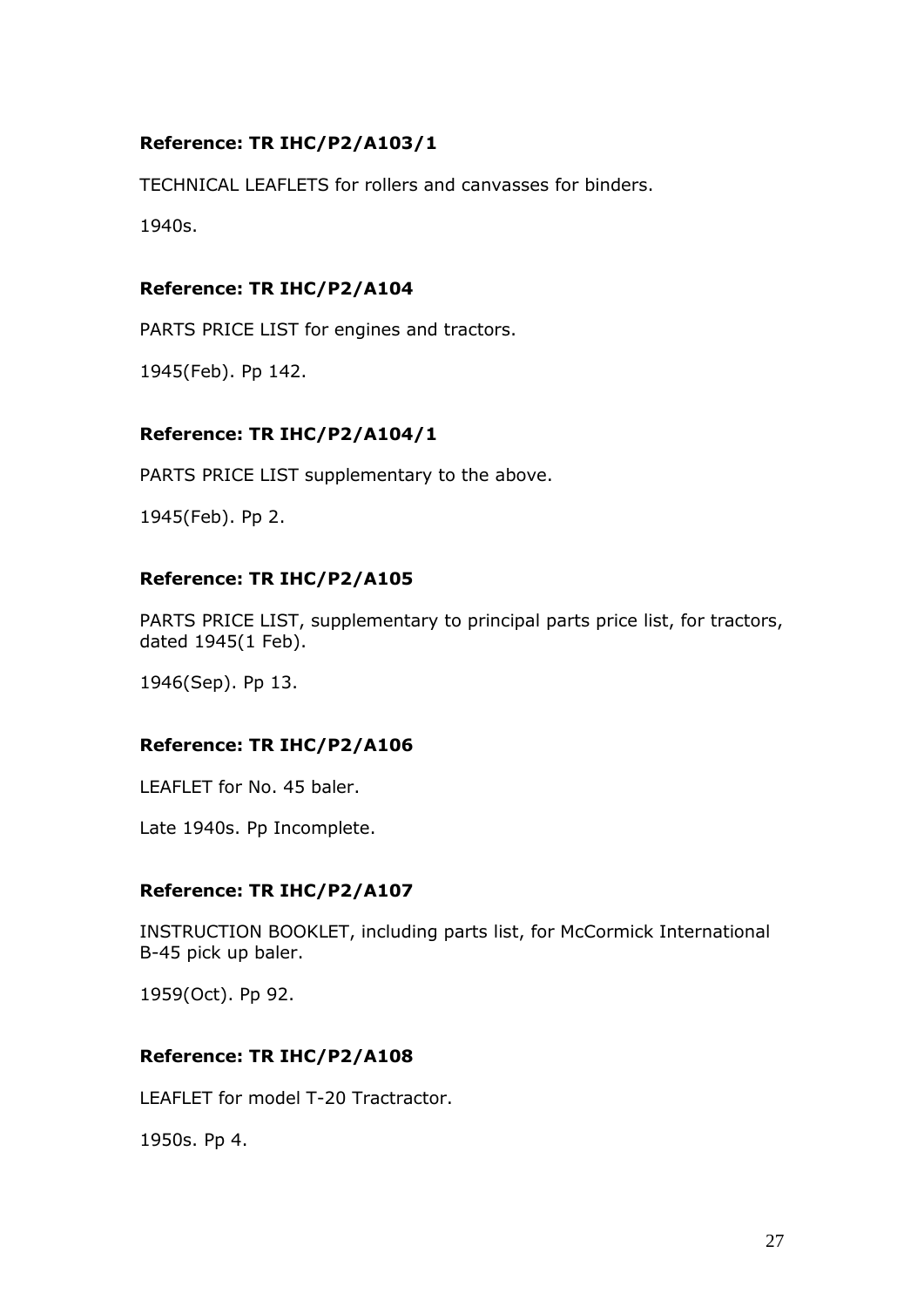**Reference: TR IHC/P2/A103/1**

TECHNICAL LEAFLETS for rollers and canvasses for binders.

1940s.

**Reference: TR IHC/P2/A104**

PARTS PRICE LIST for engines and tractors.

1945(Feb). Pp 142.

**Reference: TR IHC/P2/A104/1**

PARTS PRICE LIST supplementary to the above.

1945(Feb). Pp 2.

**Reference: TR IHC/P2/A105**

PARTS PRICE LIST, supplementary to principal parts price list, for tractors, dated 1945(1 Feb).

1946(Sep). Pp 13.

**Reference: TR IHC/P2/A106**

LEAFLET for No. 45 baler.

Late 1940s. Pp Incomplete.

**Reference: TR IHC/P2/A107**

INSTRUCTION BOOKLET, including parts list, for McCormick International B-45 pick up baler.

1959(Oct). Pp 92.

**Reference: TR IHC/P2/A108**

LEAFLET for model T-20 Tractractor.

1950s. Pp 4.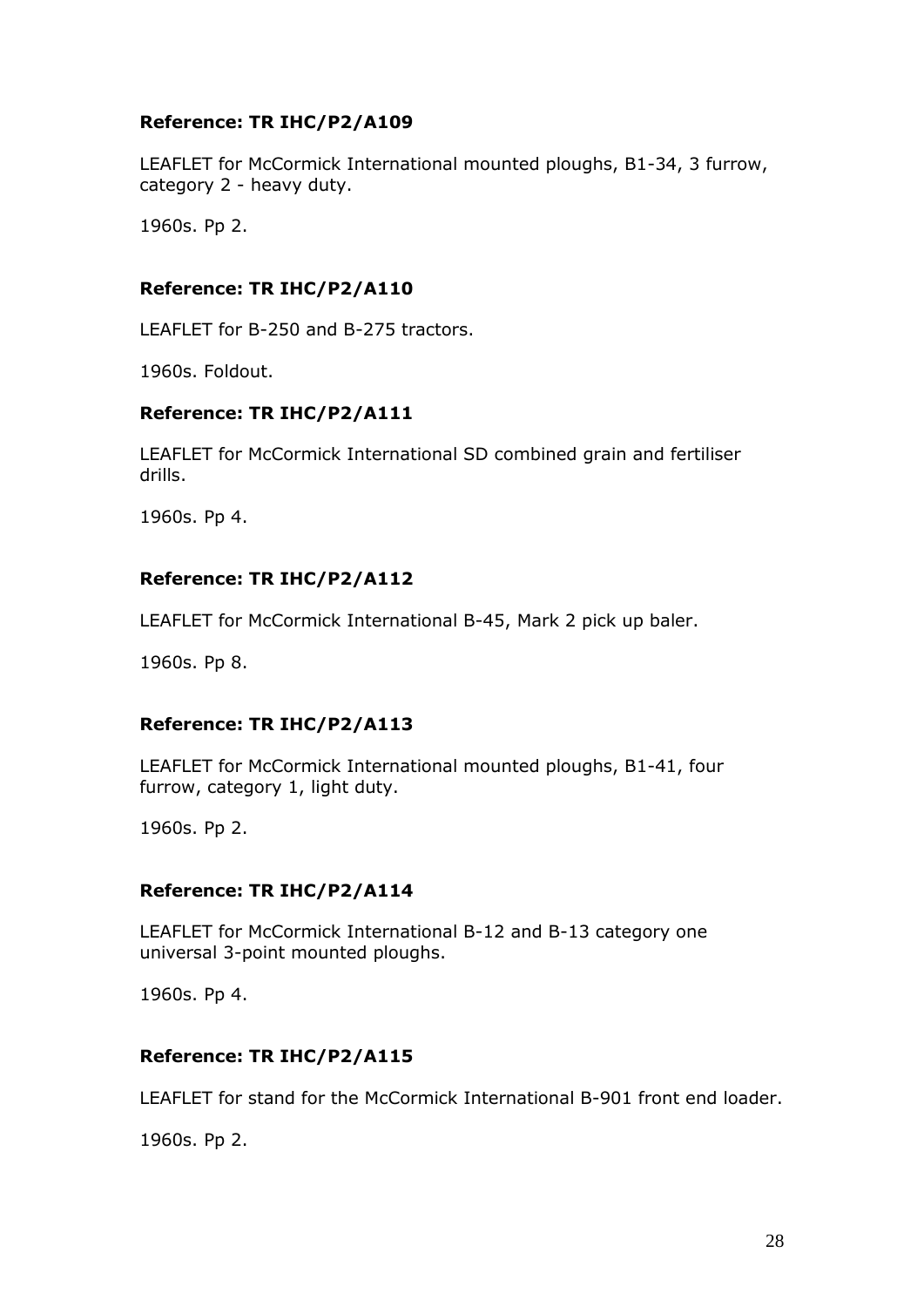**Reference: TR IHC/P2/A109**

LEAFLET for McCormick International mounted ploughs, B1-34, 3 furrow, category 2 - heavy duty.

1960s. Pp 2.

**Reference: TR IHC/P2/A110**

LEAFLET for B-250 and B-275 tractors.

1960s. Foldout.

**Reference: TR IHC/P2/A111**

LEAFLET for McCormick International SD combined grain and fertiliser drills.

1960s. Pp 4.

**Reference: TR IHC/P2/A112**

LEAFLET for McCormick International B-45, Mark 2 pick up baler.

1960s. Pp 8.

**Reference: TR IHC/P2/A113**

LEAFLET for McCormick International mounted ploughs, B1-41, four furrow, category 1, light duty.

1960s. Pp 2.

**Reference: TR IHC/P2/A114**

LEAFLET for McCormick International B-12 and B-13 category one universal 3-point mounted ploughs.

1960s. Pp 4.

**Reference: TR IHC/P2/A115**

LEAFLET for stand for the McCormick International B-901 front end loader.

1960s. Pp 2.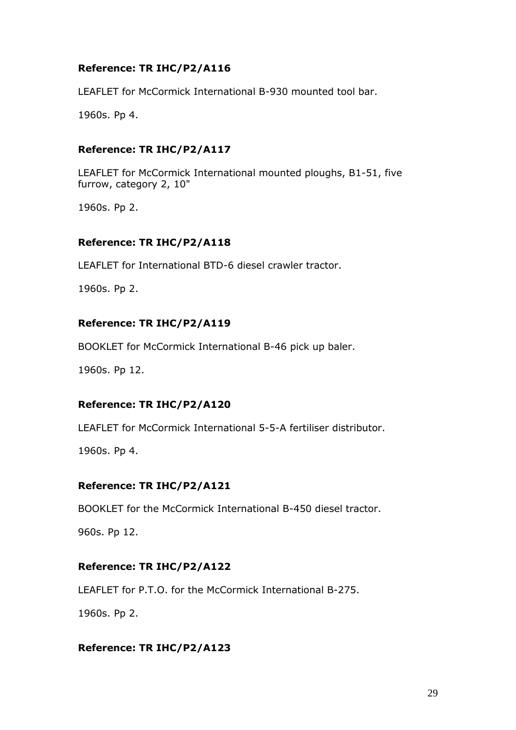**Reference: TR IHC/P2/A116**

LEAFLET for McCormick International B-930 mounted tool bar.

1960s. Pp 4.

**Reference: TR IHC/P2/A117**

LEAFLET for McCormick International mounted ploughs, B1-51, five furrow, category 2, 10"

1960s. Pp 2.

**Reference: TR IHC/P2/A118**

LEAFLET for International BTD-6 diesel crawler tractor.

1960s. Pp 2.

**Reference: TR IHC/P2/A119**

BOOKLET for McCormick International B-46 pick up baler.

1960s. Pp 12.

**Reference: TR IHC/P2/A120**

LEAFLET for McCormick International 5-5-A fertiliser distributor.

1960s. Pp 4.

**Reference: TR IHC/P2/A121**

BOOKLET for the McCormick International B-450 diesel tractor.

960s. Pp 12.

**Reference: TR IHC/P2/A122**

LEAFLET for P.T.O. for the McCormick International B-275.

1960s. Pp 2.

**Reference: TR IHC/P2/A123**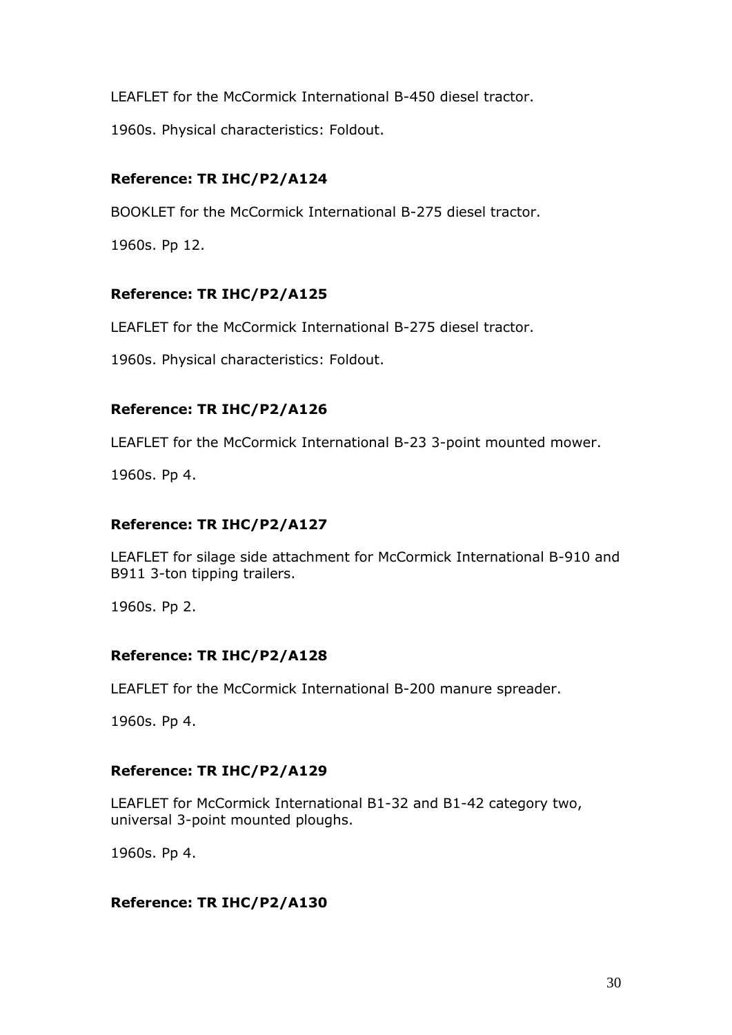LEAFLET for the McCormick International B-450 diesel tractor.

1960s. Physical characteristics: Foldout.

**Reference: TR IHC/P2/A124**

BOOKLET for the McCormick International B-275 diesel tractor.

1960s. Pp 12.

**Reference: TR IHC/P2/A125**

LEAFLET for the McCormick International B-275 diesel tractor.

1960s. Physical characteristics: Foldout.

**Reference: TR IHC/P2/A126**

LEAFLET for the McCormick International B-23 3-point mounted mower.

1960s. Pp 4.

**Reference: TR IHC/P2/A127**

LEAFLET for silage side attachment for McCormick International B-910 and B911 3-ton tipping trailers.

1960s. Pp 2.

**Reference: TR IHC/P2/A128**

LEAFLET for the McCormick International B-200 manure spreader.

1960s. Pp 4.

**Reference: TR IHC/P2/A129**

LEAFLET for McCormick International B1-32 and B1-42 category two, universal 3-point mounted ploughs.

1960s. Pp 4.

**Reference: TR IHC/P2/A130**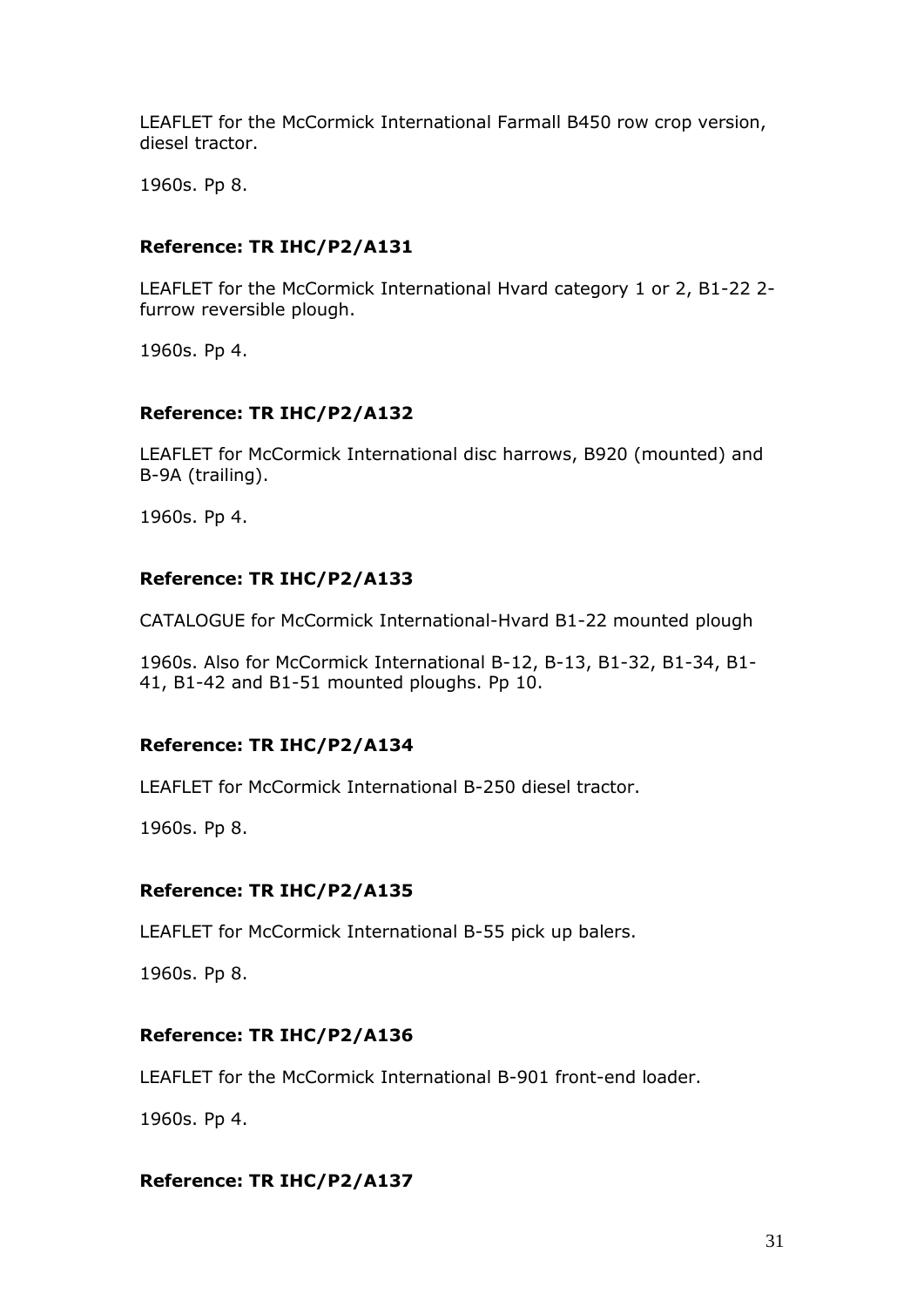LEAFLET for the McCormick International Farmall B450 row crop version, diesel tractor.

1960s. Pp 8.

**Reference: TR IHC/P2/A131**

LEAFLET for the McCormick International Hvard category 1 or 2, B1-22 2-furrow reversible plough.

1960s. Pp 4.

**Reference: TR IHC/P2/A132**

LEAFLET for McCormick International disc harrows, B920 (mounted) and B-9A (trailing).

1960s. Pp 4.

**Reference: TR IHC/P2/A133**

CATALOGUE for McCormick International-Hvard B1-22 mounted plough

1960s. Also for McCormick International B-12, B-13, B1-32, B1-34, B1-41, B1-42 and B1-51 mounted ploughs. Pp 10.

**Reference: TR IHC/P2/A134**

LEAFLET for McCormick International B-250 diesel tractor.

1960s. Pp 8.

**Reference: TR IHC/P2/A135**

LEAFLET for McCormick International B-55 pick up balers.

1960s. Pp 8.

**Reference: TR IHC/P2/A136**

LEAFLET for the McCormick International B-901 front-end loader.

1960s. Pp 4.

**Reference: TR IHC/P2/A137**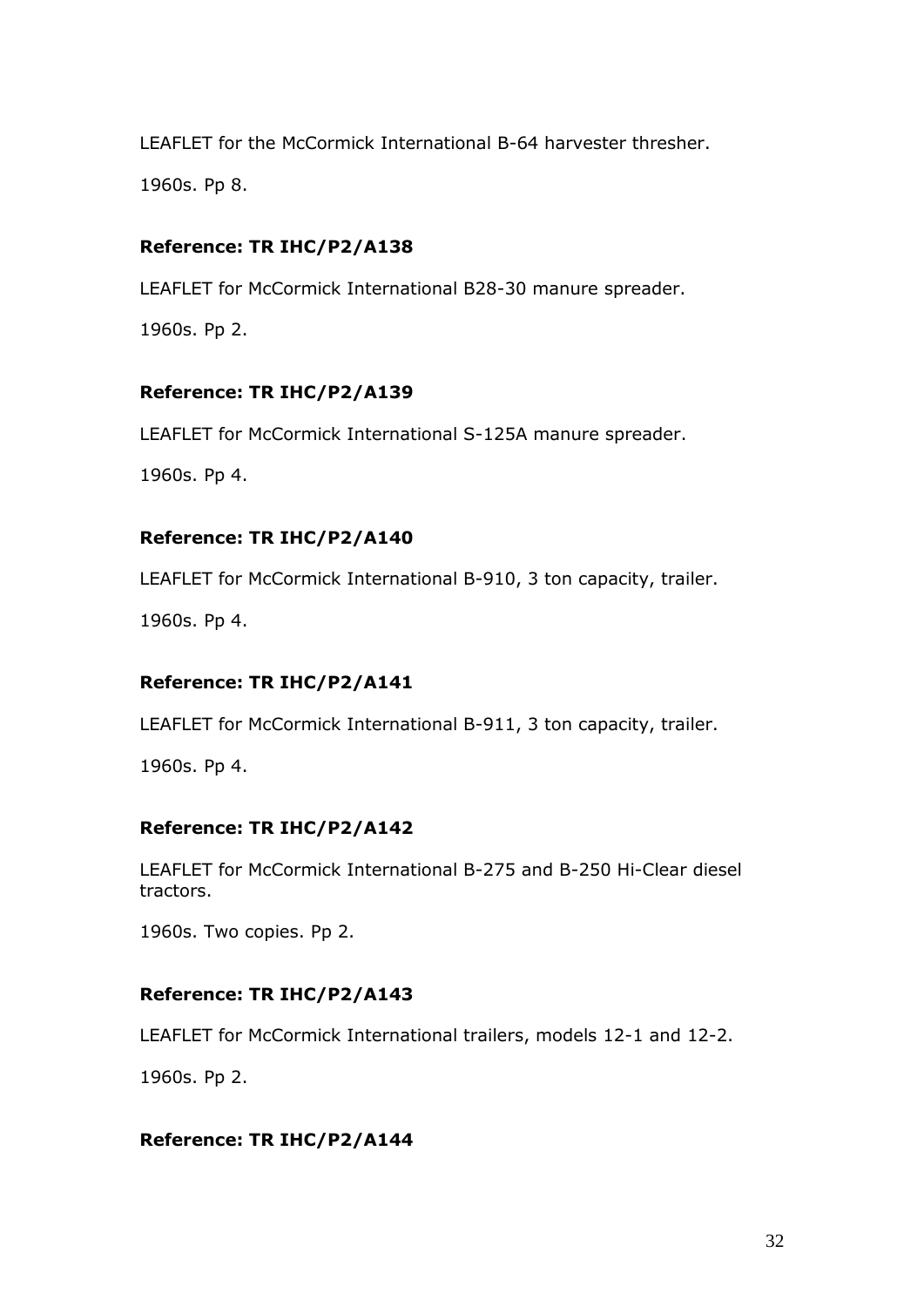LEAFLET for the McCormick International B-64 harvester thresher.

1960s. Pp 8.

**Reference: TR IHC/P2/A138**

LEAFLET for McCormick International B28-30 manure spreader.

1960s. Pp 2.

**Reference: TR IHC/P2/A139**

LEAFLET for McCormick International S-125A manure spreader.

1960s. Pp 4.

**Reference: TR IHC/P2/A140**

LEAFLET for McCormick International B-910, 3 ton capacity, trailer.

1960s. Pp 4.

**Reference: TR IHC/P2/A141**

LEAFLET for McCormick International B-911, 3 ton capacity, trailer.

1960s. Pp 4.

**Reference: TR IHC/P2/A142**

LEAFLET for McCormick International B-275 and B-250 Hi-Clear diesel tractors.

1960s. Two copies. Pp 2.

**Reference: TR IHC/P2/A143**

LEAFLET for McCormick International trailers, models 12-1 and 12-2.

1960s. Pp 2.

**Reference: TR IHC/P2/A144**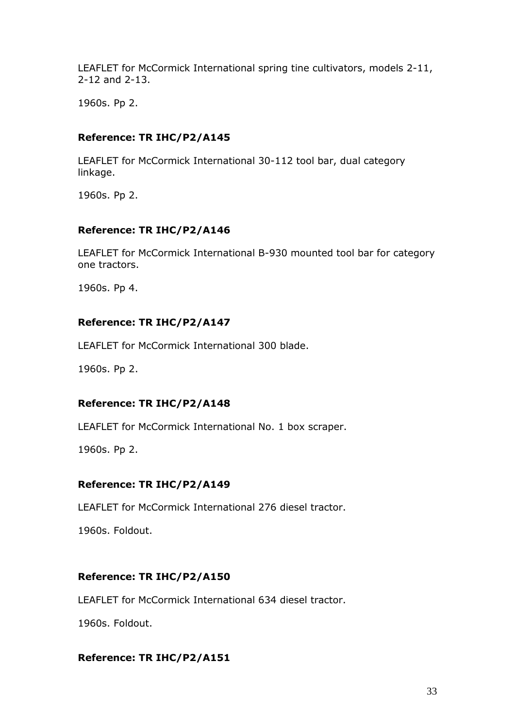LEAFLET for McCormick International spring tine cultivators, models 2-11, 2-12 and 2-13.

1960s. Pp 2.

**Reference: TR IHC/P2/A145**

LEAFLET for McCormick International 30-112 tool bar, dual category linkage.

1960s. Pp 2.

**Reference: TR IHC/P2/A146**

LEAFLET for McCormick International B-930 mounted tool bar for category one tractors.

1960s. Pp 4.

**Reference: TR IHC/P2/A147**

LEAFLET for McCormick International 300 blade.

1960s. Pp 2.

**Reference: TR IHC/P2/A148**

LEAFLET for McCormick International No. 1 box scraper.

1960s. Pp 2.

**Reference: TR IHC/P2/A149**

LEAFLET for McCormick International 276 diesel tractor.

1960s. Foldout.

**Reference: TR IHC/P2/A150**

LEAFLET for McCormick International 634 diesel tractor.

1960s. Foldout.

**Reference: TR IHC/P2/A151**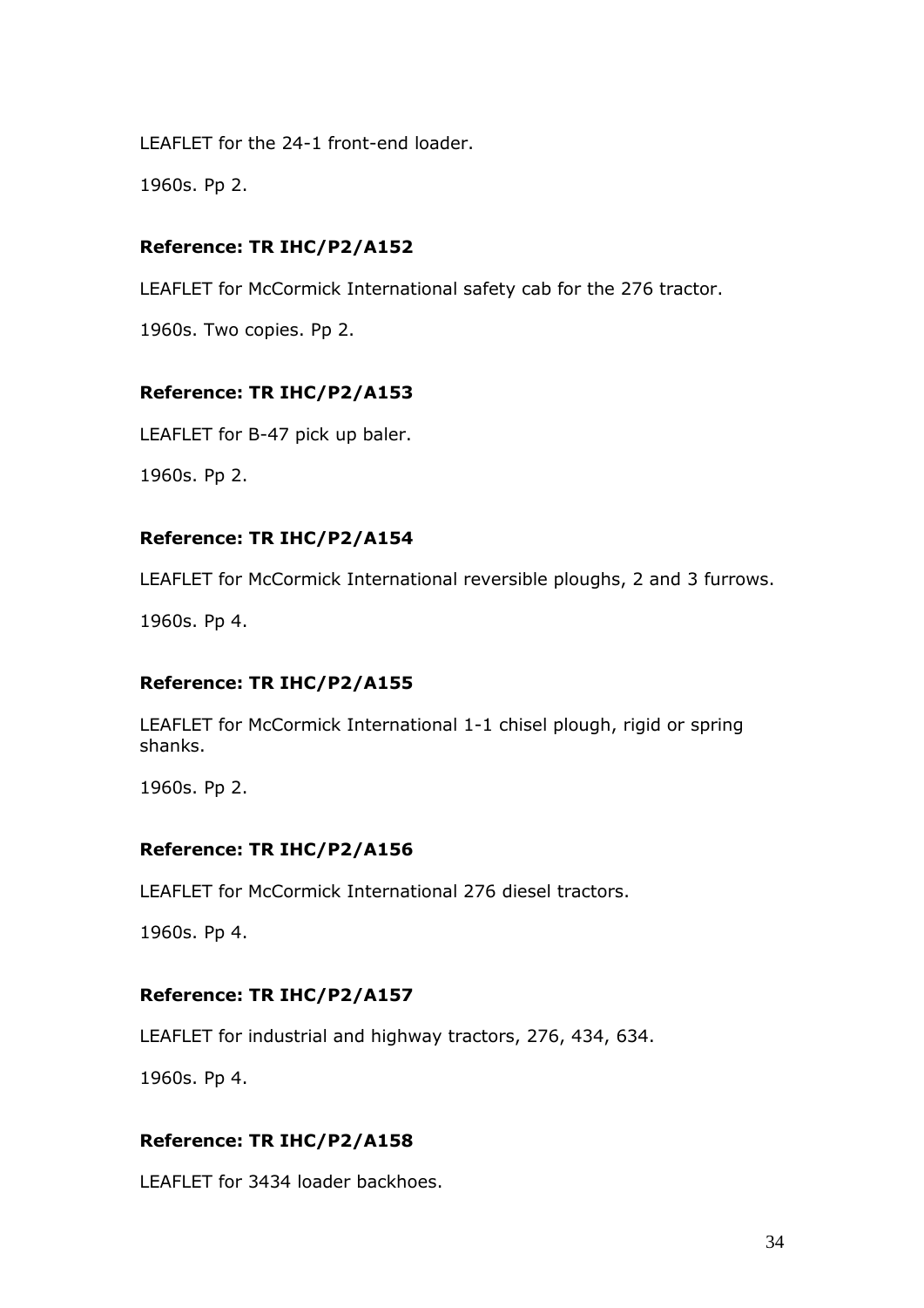LEAFLET for the 24-1 front-end loader.

1960s. Pp 2.

**Reference: TR IHC/P2/A152**

LEAFLET for McCormick International safety cab for the 276 tractor.

1960s. Two copies. Pp 2.

**Reference: TR IHC/P2/A153**

LEAFLET for B-47 pick up baler.

1960s. Pp 2.

**Reference: TR IHC/P2/A154**

LEAFLET for McCormick International reversible ploughs, 2 and 3 furrows.

1960s. Pp 4.

**Reference: TR IHC/P2/A155**

LEAFLET for McCormick International 1-1 chisel plough, rigid or spring shanks.

1960s. Pp 2.

**Reference: TR IHC/P2/A156**

LEAFLET for McCormick International 276 diesel tractors.

1960s. Pp 4.

**Reference: TR IHC/P2/A157**

LEAFLET for industrial and highway tractors, 276, 434, 634.

1960s. Pp 4.

**Reference: TR IHC/P2/A158**

LEAFLET for 3434 loader backhoes.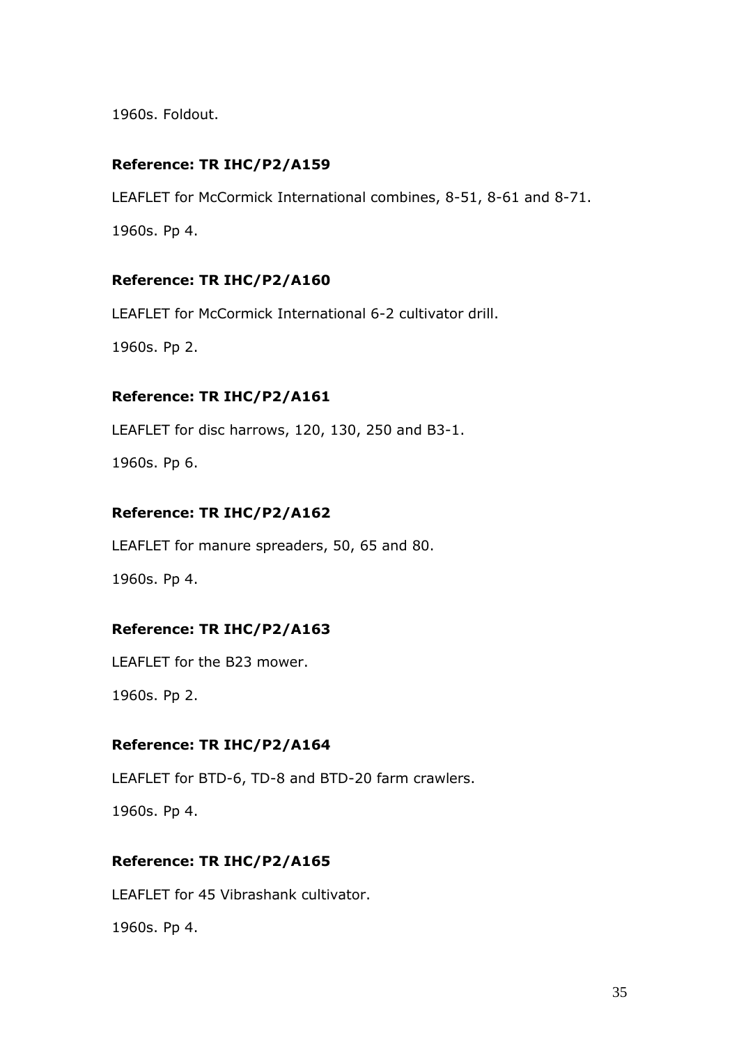1960s. Foldout.

**Reference: TR IHC/P2/A159**

LEAFLET for McCormick International combines, 8-51, 8-61 and 8-71.

1960s. Pp 4.

**Reference: TR IHC/P2/A160**

LEAFLET for McCormick International 6-2 cultivator drill.

1960s. Pp 2.

**Reference: TR IHC/P2/A161**

LEAFLET for disc harrows, 120, 130, 250 and B3-1.

1960s. Pp 6.

**Reference: TR IHC/P2/A162**

LEAFLET for manure spreaders, 50, 65 and 80.

1960s. Pp 4.

**Reference: TR IHC/P2/A163**

LEAFLET for the B23 mower.

1960s. Pp 2.

**Reference: TR IHC/P2/A164**

LEAFLET for BTD-6, TD-8 and BTD-20 farm crawlers.

1960s. Pp 4.

**Reference: TR IHC/P2/A165**

LEAFLET for 45 Vibrashank cultivator.

1960s. Pp 4.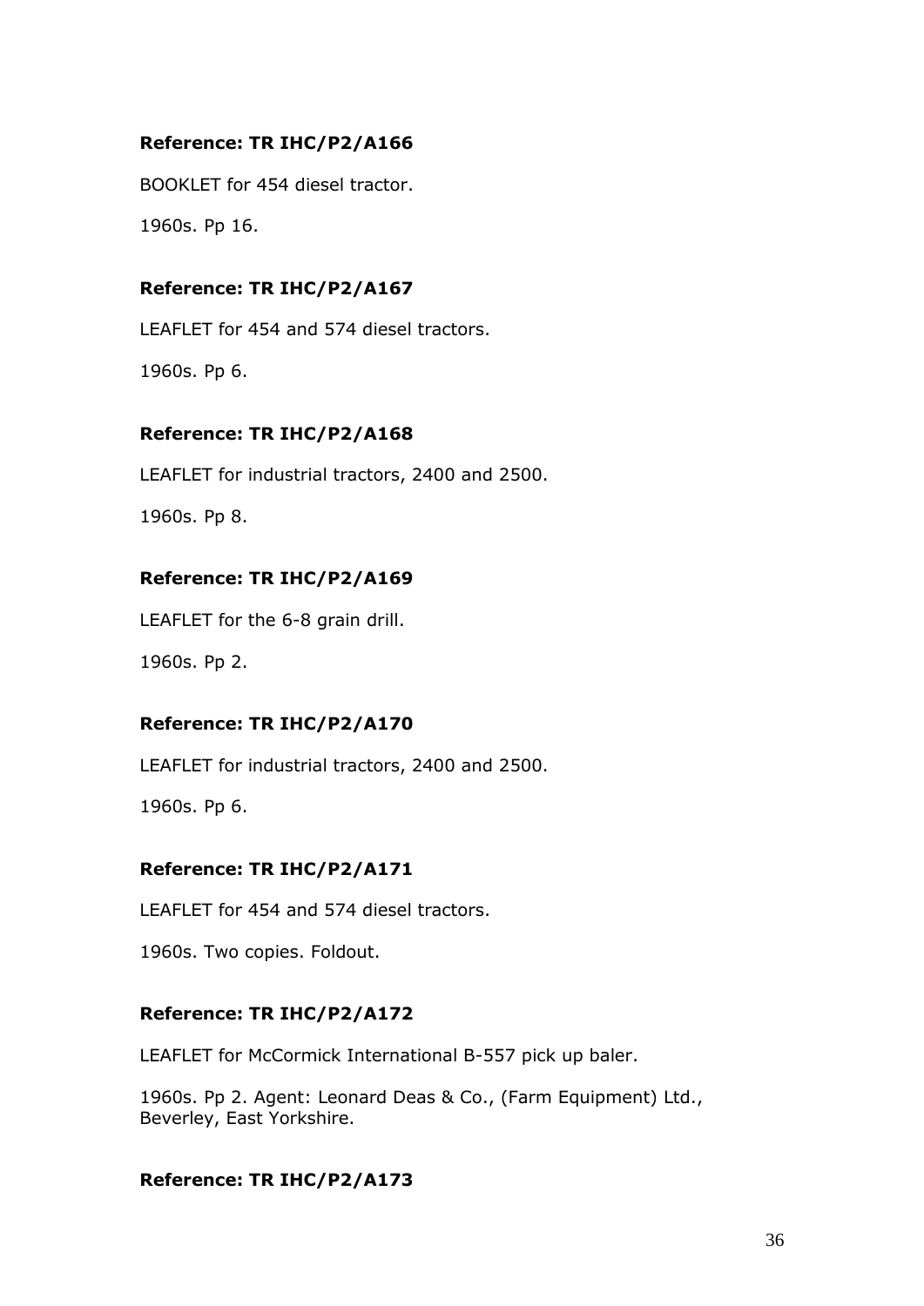**Reference: TR IHC/P2/A166**

BOOKLET for 454 diesel tractor.

1960s. Pp 16.

**Reference: TR IHC/P2/A167**

LEAFLET for 454 and 574 diesel tractors.

1960s. Pp 6.

**Reference: TR IHC/P2/A168**

LEAFLET for industrial tractors, 2400 and 2500.

1960s. Pp 8.

**Reference: TR IHC/P2/A169**

LEAFLET for the 6-8 grain drill.

1960s. Pp 2.

**Reference: TR IHC/P2/A170**

LEAFLET for industrial tractors, 2400 and 2500.

1960s. Pp 6.

**Reference: TR IHC/P2/A171**

LEAFLET for 454 and 574 diesel tractors.

1960s. Two copies. Foldout.

**Reference: TR IHC/P2/A172**

LEAFLET for McCormick International B-557 pick up baler.

1960s. Pp 2. Agent: Leonard Deas & Co., (Farm Equipment) Ltd., Beverley, East Yorkshire.

**Reference: TR IHC/P2/A173**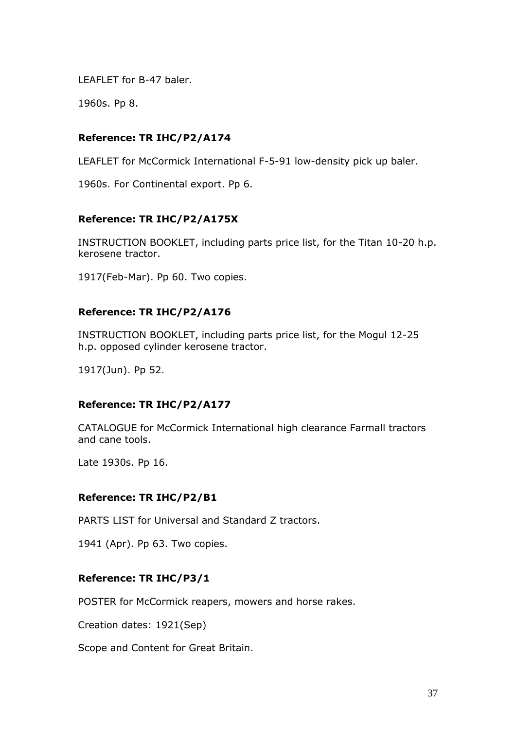LEAFLET for B-47 baler.

1960s. Pp 8.

**Reference: TR IHC/P2/A174**

LEAFLET for McCormick International F-5-91 low-density pick up baler.

1960s. For Continental export. Pp 6.

**Reference: TR IHC/P2/A175X**

INSTRUCTION BOOKLET, including parts price list, for the Titan 10-20 h.p. kerosene tractor.

1917(Feb-Mar). Pp 60. Two copies.

**Reference: TR IHC/P2/A176**

INSTRUCTION BOOKLET, including parts price list, for the Mogul 12-25 h.p. opposed cylinder kerosene tractor.

1917(Jun). Pp 52.

**Reference: TR IHC/P2/A177**

CATALOGUE for McCormick International high clearance Farmall tractors and cane tools.

Late 1930s. Pp 16.

**Reference: TR IHC/P2/B1**

PARTS LIST for Universal and Standard Z tractors.

1941 (Apr). Pp 63. Two copies.

**Reference: TR IHC/P3/1**

POSTER for McCormick reapers, mowers and horse rakes.

Creation dates: 1921(Sep)

Scope and Content for Great Britain.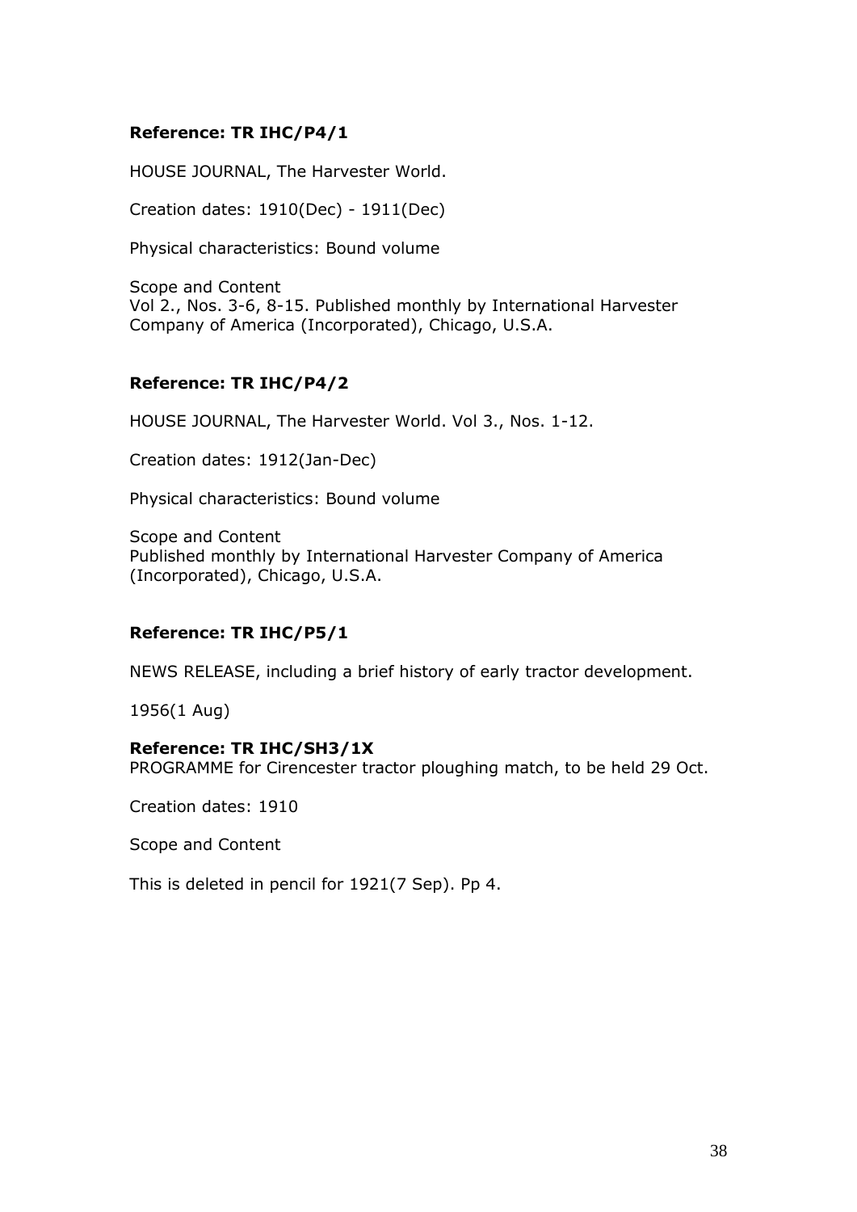**Reference: TR IHC/P4/1**

HOUSE JOURNAL, The Harvester World.

Creation dates: 1910(Dec) - 1911(Dec)

Physical characteristics: Bound volume

Scope and Content
Vol 2., Nos. 3-6, 8-15. Published monthly by International Harvester Company of America (Incorporated), Chicago, U.S.A.

**Reference: TR IHC/P4/2**

HOUSE JOURNAL, The Harvester World. Vol 3., Nos. 1-12.

Creation dates: 1912(Jan-Dec)

Physical characteristics: Bound volume

Scope and Content
Published monthly by International Harvester Company of America (Incorporated), Chicago, U.S.A.

**Reference: TR IHC/P5/1**

NEWS RELEASE, including a brief history of early tractor development.

1956(1 Aug)

**Reference: TR IHC/SH3/1X**
PROGRAMME for Cirencester tractor ploughing match, to be held 29 Oct.

Creation dates: 1910

Scope and Content

This is deleted in pencil for 1921(7 Sep). Pp 4.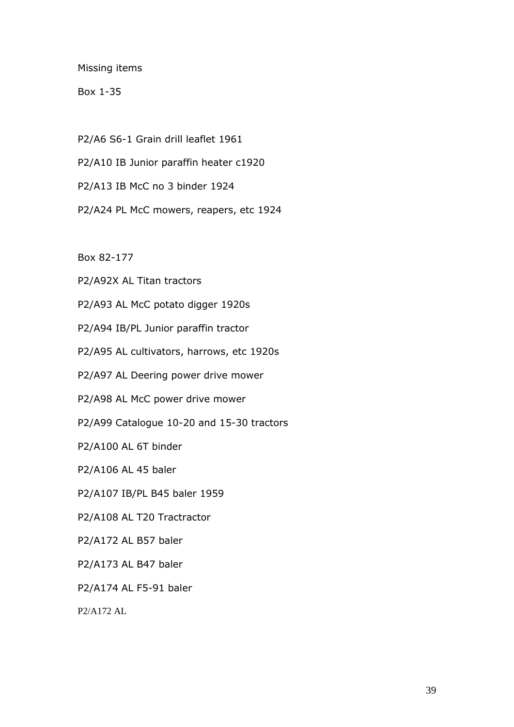Missing items

Box 1-35

P2/A6 S6-1 Grain drill leaflet 1961

P2/A10 IB Junior paraffin heater c1920

P2/A13 IB McC no 3 binder 1924

P2/A24 PL McC mowers, reapers, etc 1924

Box 82-177

P2/A92X AL Titan tractors

P2/A93 AL McC potato digger 1920s

P2/A94 IB/PL Junior paraffin tractor

P2/A95 AL cultivators, harrows, etc 1920s

P2/A97 AL Deering power drive mower

P2/A98 AL McC power drive mower

P2/A99 Catalogue 10-20 and 15-30 tractors

P2/A100 AL 6T binder

P2/A106 AL 45 baler

P2/A107 IB/PL B45 baler 1959

P2/A108 AL T20 Tractractor

P2/A172 AL B57 baler

P2/A173 AL B47 baler

P2/A174 AL F5-91 baler

P2/A172 AL